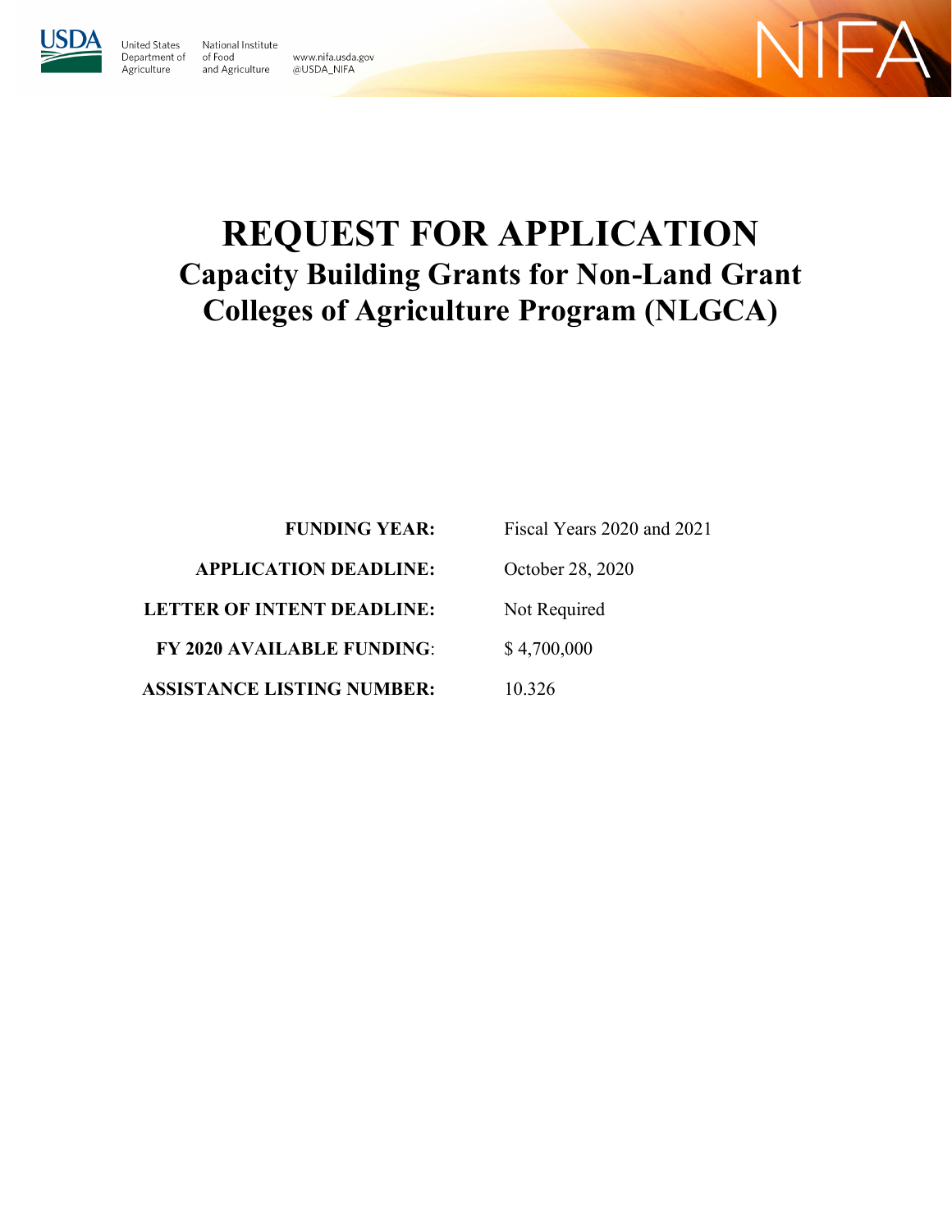United States Department of Agriculture

National Institute of Food and Agriculture

www.nifa.usda.gov
@USDA_NIFA

NIFA

# REQUEST FOR APPLICATION

## Capacity Building Grants for Non-Land Grant Colleges of Agriculture Program (NLGCA)

| | |
|---|---|
| **FUNDING YEAR:** | Fiscal Years 2020 and 2021 |
| **APPLICATION DEADLINE:** | October 28, 2020 |
| **LETTER OF INTENT DEADLINE:** | Not Required |
| **FY 2020 AVAILABLE FUNDING**: | $ 4,700,000 |
| **ASSISTANCE LISTING NUMBER:** | 10.326 |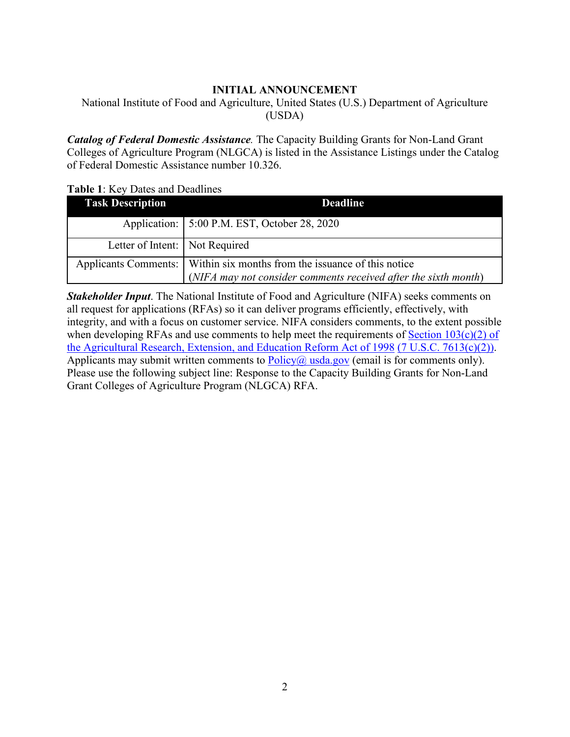**INITIAL ANNOUNCEMENT**

National Institute of Food and Agriculture, United States (U.S.) Department of Agriculture (USDA)

***Catalog of Federal Domestic Assistance.*** The Capacity Building Grants for Non-Land Grant Colleges of Agriculture Program (NLGCA) is listed in the Assistance Listings under the Catalog of Federal Domestic Assistance number 10.326.

**Table 1**: Key Dates and Deadlines

| Task Description | Deadline |
|---|---|
| Application: | 5:00 P.M. EST, October 28, 2020 |
| Letter of Intent: | Not Required |
| Applicants Comments: | Within six months from the issuance of this notice (*NIFA may not consider comments received after the sixth month*) |

***Stakeholder Input***. The National Institute of Food and Agriculture (NIFA) seeks comments on all request for applications (RFAs) so it can deliver programs efficiently, effectively, with integrity, and with a focus on customer service. NIFA considers comments, to the extent possible when developing RFAs and use comments to help meet the requirements of Section 103(c)(2) of the Agricultural Research, Extension, and Education Reform Act of 1998 (7 U.S.C. 7613(c)(2)). Applicants may submit written comments to Policy@ usda.gov (email is for comments only). Please use the following subject line: Response to the Capacity Building Grants for Non-Land Grant Colleges of Agriculture Program (NLGCA) RFA.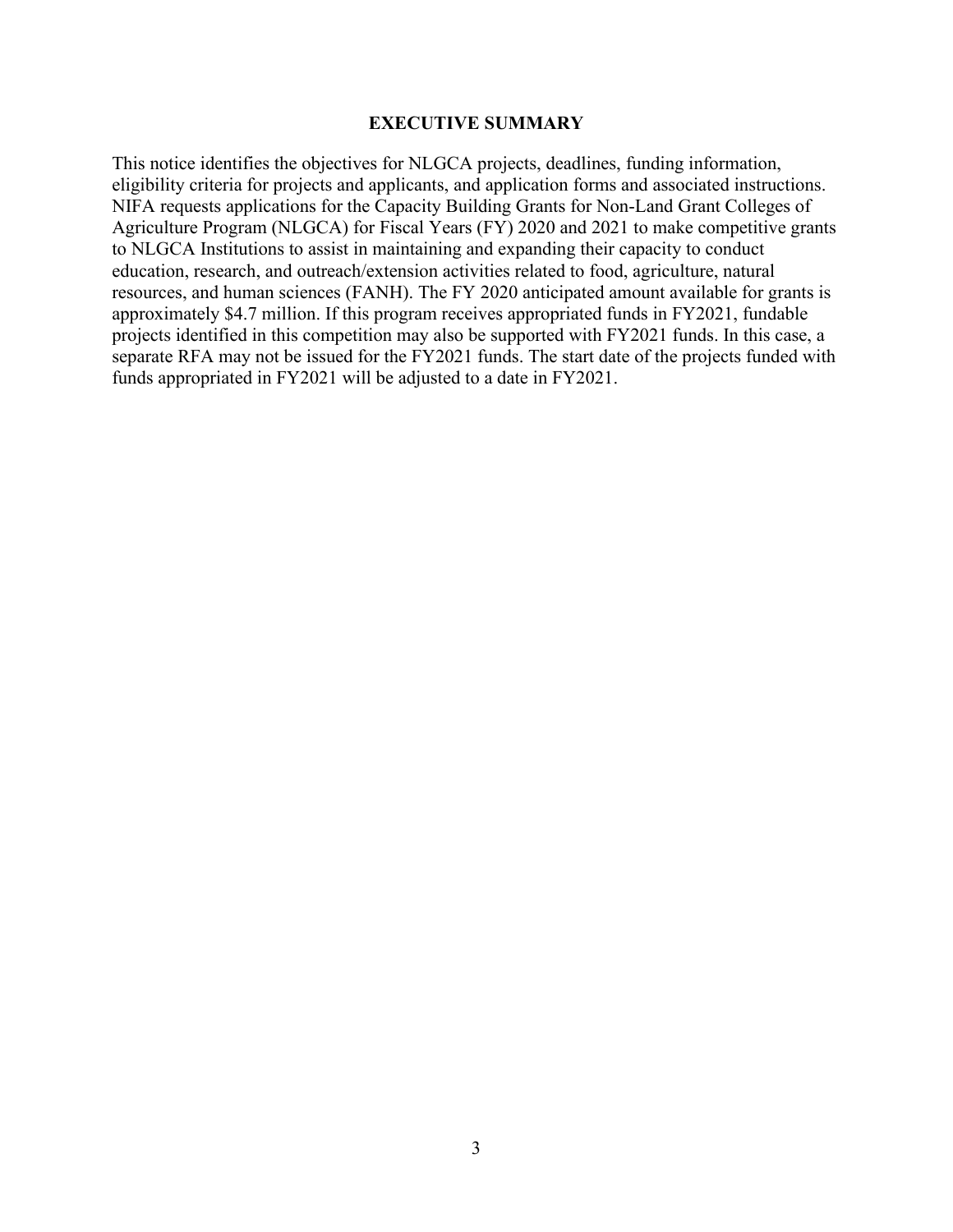# EXECUTIVE SUMMARY

This notice identifies the objectives for NLGCA projects, deadlines, funding information, eligibility criteria for projects and applicants, and application forms and associated instructions. NIFA requests applications for the Capacity Building Grants for Non-Land Grant Colleges of Agriculture Program (NLGCA) for Fiscal Years (FY) 2020 and 2021 to make competitive grants to NLGCA Institutions to assist in maintaining and expanding their capacity to conduct education, research, and outreach/extension activities related to food, agriculture, natural resources, and human sciences (FANH). The FY 2020 anticipated amount available for grants is approximately $4.7 million. If this program receives appropriated funds in FY2021, fundable projects identified in this competition may also be supported with FY2021 funds. In this case, a separate RFA may not be issued for the FY2021 funds. The start date of the projects funded with funds appropriated in FY2021 will be adjusted to a date in FY2021.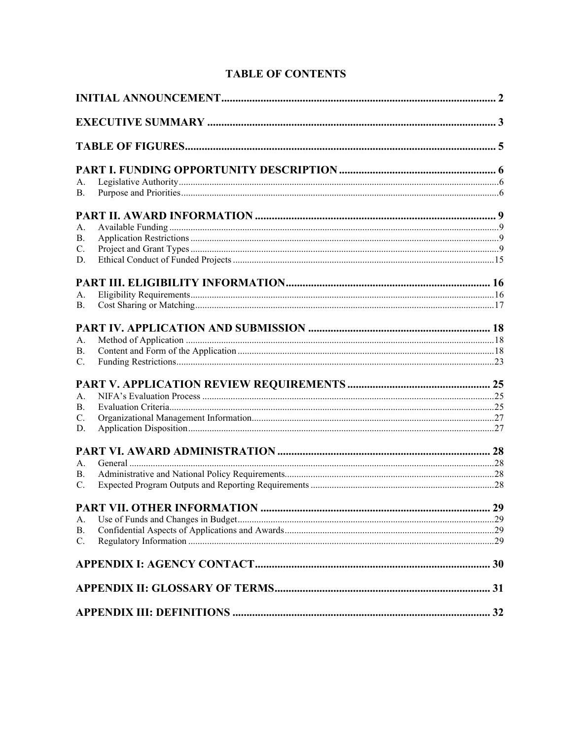# TABLE OF CONTENTS

**INITIAL ANNOUNCEMENT** .......... 2

**EXECUTIVE SUMMARY** .......... 3

**TABLE OF FIGURES** .......... 5

**PART I. FUNDING OPPORTUNITY DESCRIPTION** .......... 6
- A. Legislative Authority .......... 6
- B. Purpose and Priorities .......... 6

**PART II. AWARD INFORMATION** .......... 9
- A. Available Funding .......... 9
- B. Application Restrictions .......... 9
- C. Project and Grant Types .......... 9
- D. Ethical Conduct of Funded Projects .......... 15

**PART III. ELIGIBILITY INFORMATION** .......... 16
- A. Eligibility Requirements .......... 16
- B. Cost Sharing or Matching .......... 17

**PART IV. APPLICATION AND SUBMISSION** .......... 18
- A. Method of Application .......... 18
- B. Content and Form of the Application .......... 18
- C. Funding Restrictions .......... 23

**PART V. APPLICATION REVIEW REQUIREMENTS** .......... 25
- A. NIFA's Evaluation Process .......... 25
- B. Evaluation Criteria .......... 25
- C. Organizational Management Information .......... 27
- D. Application Disposition .......... 27

**PART VI. AWARD ADMINISTRATION** .......... 28
- A. General .......... 28
- B. Administrative and National Policy Requirements .......... 28
- C. Expected Program Outputs and Reporting Requirements .......... 28

**PART VII. OTHER INFORMATION** .......... 29
- A. Use of Funds and Changes in Budget .......... 29
- B. Confidential Aspects of Applications and Awards .......... 29
- C. Regulatory Information .......... 29

**APPENDIX I: AGENCY CONTACT** .......... 30

**APPENDIX II: GLOSSARY OF TERMS** .......... 31

**APPENDIX III: DEFINITIONS** .......... 32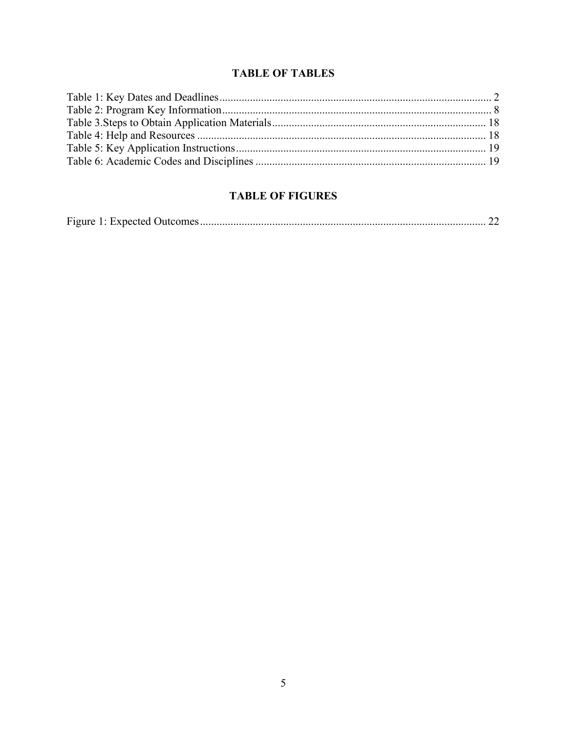## TABLE OF TABLES

Table 1: Key Dates and Deadlines ..... 2
Table 2: Program Key Information ..... 8
Table 3.Steps to Obtain Application Materials ..... 18
Table 4: Help and Resources ..... 18
Table 5: Key Application Instructions ..... 19
Table 6: Academic Codes and Disciplines ..... 19

## TABLE OF FIGURES

Figure 1: Expected Outcomes ..... 22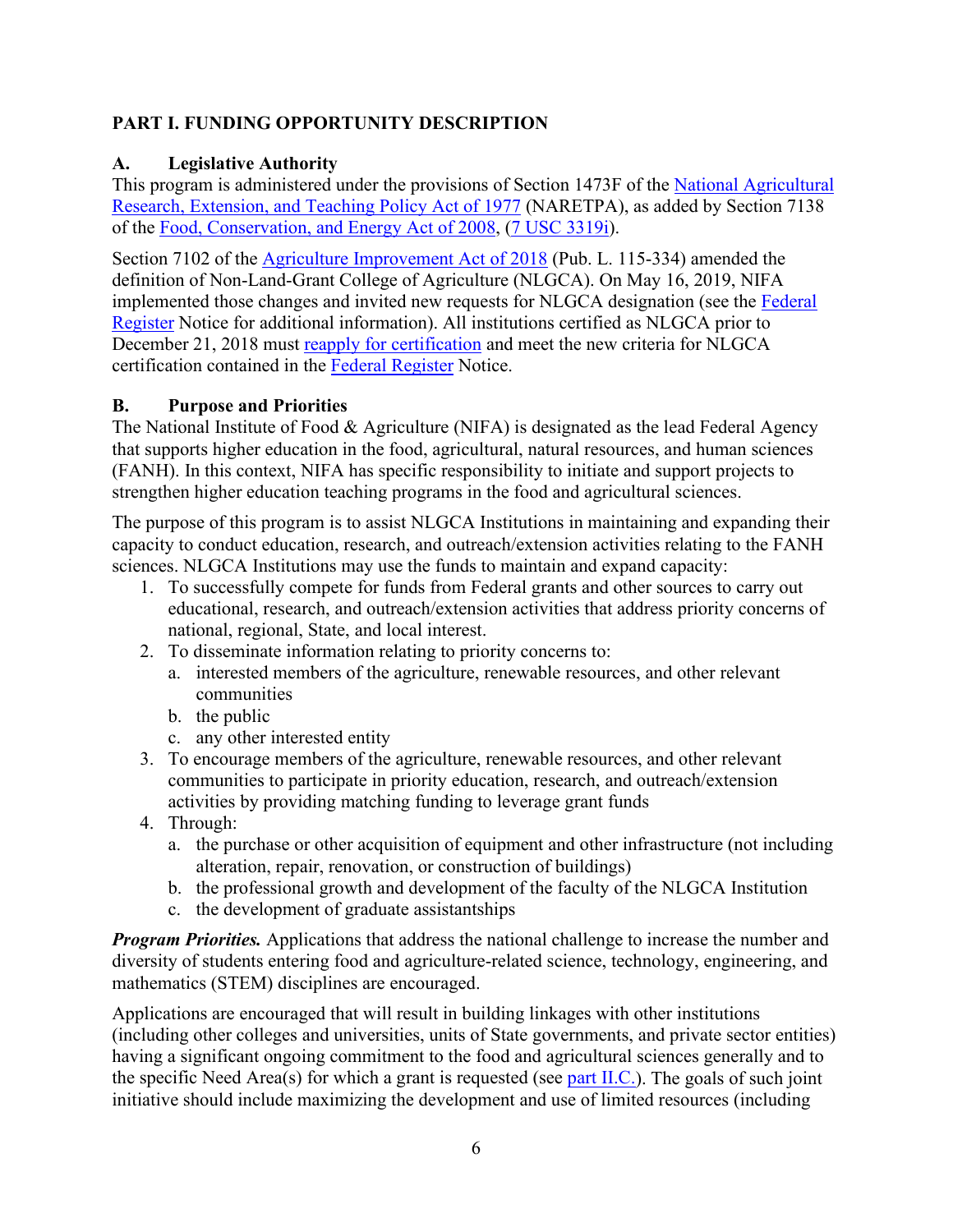## PART I. FUNDING OPPORTUNITY DESCRIPTION

### A. Legislative Authority

This program is administered under the provisions of Section 1473F of the National Agricultural Research, Extension, and Teaching Policy Act of 1977 (NARETPA), as added by Section 7138 of the Food, Conservation, and Energy Act of 2008, (7 USC 3319i).

Section 7102 of the Agriculture Improvement Act of 2018 (Pub. L. 115-334) amended the definition of Non-Land-Grant College of Agriculture (NLGCA). On May 16, 2019, NIFA implemented those changes and invited new requests for NLGCA designation (see the Federal Register Notice for additional information). All institutions certified as NLGCA prior to December 21, 2018 must reapply for certification and meet the new criteria for NLGCA certification contained in the Federal Register Notice.

### B. Purpose and Priorities

The National Institute of Food & Agriculture (NIFA) is designated as the lead Federal Agency that supports higher education in the food, agricultural, natural resources, and human sciences (FANH). In this context, NIFA has specific responsibility to initiate and support projects to strengthen higher education teaching programs in the food and agricultural sciences.

The purpose of this program is to assist NLGCA Institutions in maintaining and expanding their capacity to conduct education, research, and outreach/extension activities relating to the FANH sciences. NLGCA Institutions may use the funds to maintain and expand capacity:

1. To successfully compete for funds from Federal grants and other sources to carry out educational, research, and outreach/extension activities that address priority concerns of national, regional, State, and local interest.
2. To disseminate information relating to priority concerns to:
   a. interested members of the agriculture, renewable resources, and other relevant communities
   b. the public
   c. any other interested entity
3. To encourage members of the agriculture, renewable resources, and other relevant communities to participate in priority education, research, and outreach/extension activities by providing matching funding to leverage grant funds
4. Through:
   a. the purchase or other acquisition of equipment and other infrastructure (not including alteration, repair, renovation, or construction of buildings)
   b. the professional growth and development of the faculty of the NLGCA Institution
   c. the development of graduate assistantships

***Program Priorities.*** Applications that address the national challenge to increase the number and diversity of students entering food and agriculture-related science, technology, engineering, and mathematics (STEM) disciplines are encouraged.

Applications are encouraged that will result in building linkages with other institutions (including other colleges and universities, units of State governments, and private sector entities) having a significant ongoing commitment to the food and agricultural sciences generally and to the specific Need Area(s) for which a grant is requested (see part II.C.). The goals of such joint initiative should include maximizing the development and use of limited resources (including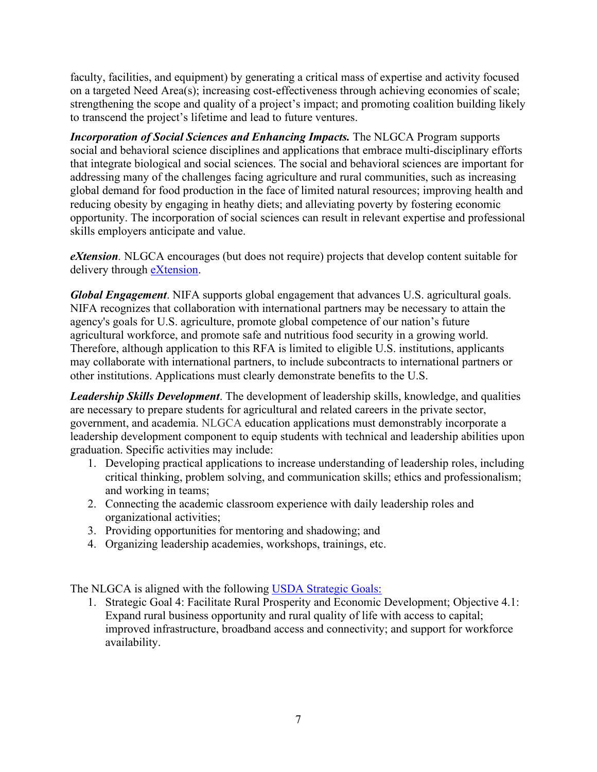faculty, facilities, and equipment) by generating a critical mass of expertise and activity focused on a targeted Need Area(s); increasing cost-effectiveness through achieving economies of scale; strengthening the scope and quality of a project's impact; and promoting coalition building likely to transcend the project's lifetime and lead to future ventures.

***Incorporation of Social Sciences and Enhancing Impacts.*** The NLGCA Program supports social and behavioral science disciplines and applications that embrace multi-disciplinary efforts that integrate biological and social sciences. The social and behavioral sciences are important for addressing many of the challenges facing agriculture and rural communities, such as increasing global demand for food production in the face of limited natural resources; improving health and reducing obesity by engaging in heathy diets; and alleviating poverty by fostering economic opportunity. The incorporation of social sciences can result in relevant expertise and professional skills employers anticipate and value.

***eXtension***. NLGCA encourages (but does not require) projects that develop content suitable for delivery through [eXtension](#).

***Global Engagement***. NIFA supports global engagement that advances U.S. agricultural goals. NIFA recognizes that collaboration with international partners may be necessary to attain the agency's goals for U.S. agriculture, promote global competence of our nation's future agricultural workforce, and promote safe and nutritious food security in a growing world. Therefore, although application to this RFA is limited to eligible U.S. institutions, applicants may collaborate with international partners, to include subcontracts to international partners or other institutions. Applications must clearly demonstrate benefits to the U.S.

***Leadership Skills Development***. The development of leadership skills, knowledge, and qualities are necessary to prepare students for agricultural and related careers in the private sector, government, and academia. NLGCA education applications must demonstrably incorporate a leadership development component to equip students with technical and leadership abilities upon graduation. Specific activities may include:

1. Developing practical applications to increase understanding of leadership roles, including critical thinking, problem solving, and communication skills; ethics and professionalism; and working in teams;
2. Connecting the academic classroom experience with daily leadership roles and organizational activities;
3. Providing opportunities for mentoring and shadowing; and
4. Organizing leadership academies, workshops, trainings, etc.

The NLGCA is aligned with the following [USDA Strategic Goals:](#)

1. Strategic Goal 4: Facilitate Rural Prosperity and Economic Development; Objective 4.1: Expand rural business opportunity and rural quality of life with access to capital; improved infrastructure, broadband access and connectivity; and support for workforce availability.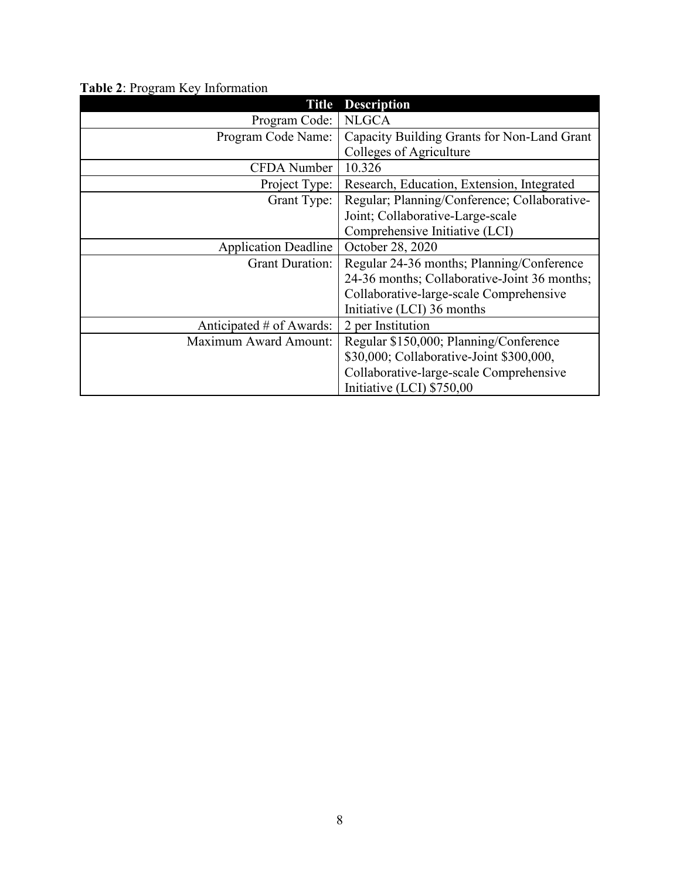**Table 2**: Program Key Information

| Title | Description |
|---|---|
| Program Code: | NLGCA |
| Program Code Name: | Capacity Building Grants for Non-Land Grant Colleges of Agriculture |
| CFDA Number | 10.326 |
| Project Type: | Research, Education, Extension, Integrated |
| Grant Type: | Regular; Planning/Conference; Collaborative-Joint; Collaborative-Large-scale Comprehensive Initiative (LCI) |
| Application Deadline | October 28, 2020 |
| Grant Duration: | Regular 24-36 months; Planning/Conference 24-36 months; Collaborative-Joint 36 months; Collaborative-large-scale Comprehensive Initiative (LCI) 36 months |
| Anticipated # of Awards: | 2 per Institution |
| Maximum Award Amount: | Regular $150,000; Planning/Conference $30,000; Collaborative-Joint $300,000, Collaborative-large-scale Comprehensive Initiative (LCI) $750,00 |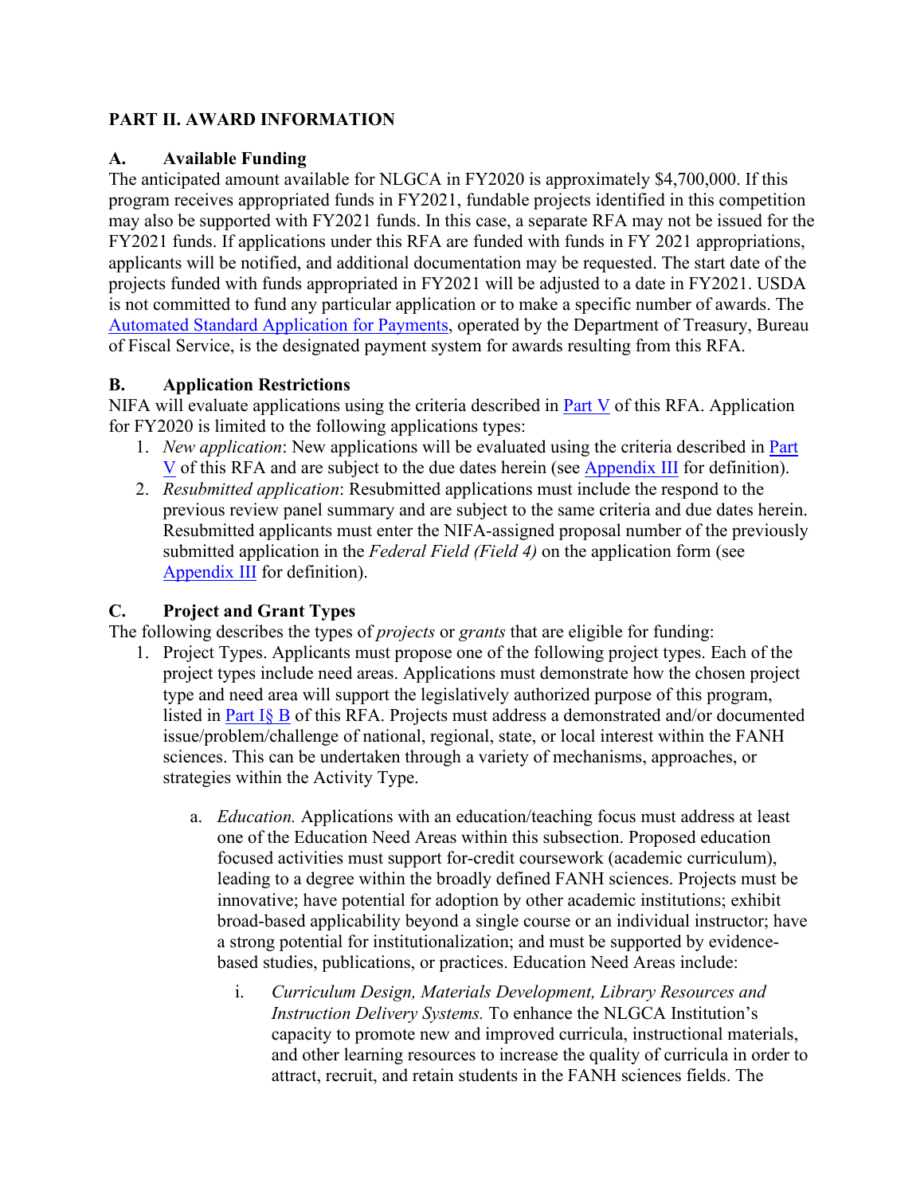## PART II. AWARD INFORMATION

### A. Available Funding

The anticipated amount available for NLGCA in FY2020 is approximately $4,700,000. If this program receives appropriated funds in FY2021, fundable projects identified in this competition may also be supported with FY2021 funds. In this case, a separate RFA may not be issued for the FY2021 funds. If applications under this RFA are funded with funds in FY 2021 appropriations, applicants will be notified, and additional documentation may be requested. The start date of the projects funded with funds appropriated in FY2021 will be adjusted to a date in FY2021. USDA is not committed to fund any particular application or to make a specific number of awards. The Automated Standard Application for Payments, operated by the Department of Treasury, Bureau of Fiscal Service, is the designated payment system for awards resulting from this RFA.

### B. Application Restrictions

NIFA will evaluate applications using the criteria described in Part V of this RFA. Application for FY2020 is limited to the following applications types:

1. *New application*: New applications will be evaluated using the criteria described in Part V of this RFA and are subject to the due dates herein (see Appendix III for definition).
2. *Resubmitted application*: Resubmitted applications must include the respond to the previous review panel summary and are subject to the same criteria and due dates herein. Resubmitted applicants must enter the NIFA-assigned proposal number of the previously submitted application in the *Federal Field (Field 4)* on the application form (see Appendix III for definition).

### C. Project and Grant Types

The following describes the types of *projects* or *grants* that are eligible for funding:

1. Project Types. Applicants must propose one of the following project types. Each of the project types include need areas. Applications must demonstrate how the chosen project type and need area will support the legislatively authorized purpose of this program, listed in Part I§ B of this RFA. Projects must address a demonstrated and/or documented issue/problem/challenge of national, regional, state, or local interest within the FANH sciences. This can be undertaken through a variety of mechanisms, approaches, or strategies within the Activity Type.

   a. *Education.* Applications with an education/teaching focus must address at least one of the Education Need Areas within this subsection. Proposed education focused activities must support for-credit coursework (academic curriculum), leading to a degree within the broadly defined FANH sciences. Projects must be innovative; have potential for adoption by other academic institutions; exhibit broad-based applicability beyond a single course or an individual instructor; have a strong potential for institutionalization; and must be supported by evidence-based studies, publications, or practices. Education Need Areas include:

      i. *Curriculum Design, Materials Development, Library Resources and Instruction Delivery Systems.* To enhance the NLGCA Institution's capacity to promote new and improved curricula, instructional materials, and other learning resources to increase the quality of curricula in order to attract, recruit, and retain students in the FANH sciences fields. The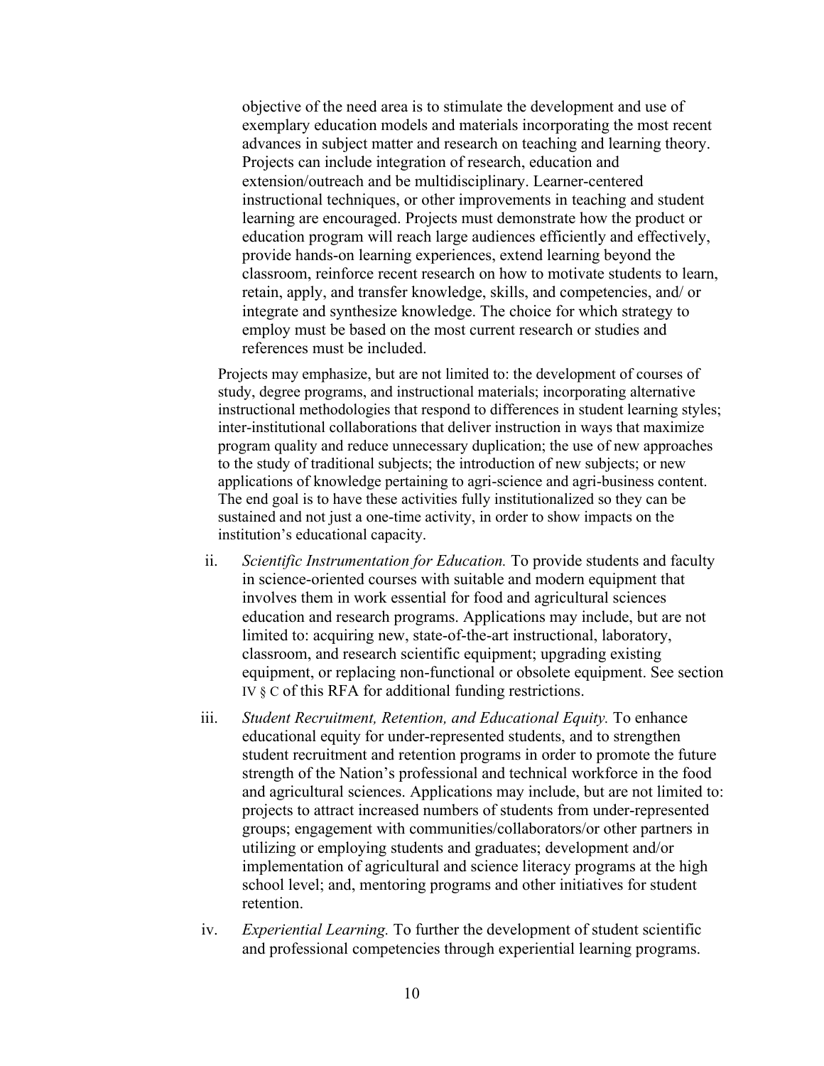objective of the need area is to stimulate the development and use of exemplary education models and materials incorporating the most recent advances in subject matter and research on teaching and learning theory. Projects can include integration of research, education and extension/outreach and be multidisciplinary. Learner-centered instructional techniques, or other improvements in teaching and student learning are encouraged. Projects must demonstrate how the product or education program will reach large audiences efficiently and effectively, provide hands-on learning experiences, extend learning beyond the classroom, reinforce recent research on how to motivate students to learn, retain, apply, and transfer knowledge, skills, and competencies, and/ or integrate and synthesize knowledge. The choice for which strategy to employ must be based on the most current research or studies and references must be included.

Projects may emphasize, but are not limited to: the development of courses of study, degree programs, and instructional materials; incorporating alternative instructional methodologies that respond to differences in student learning styles; inter-institutional collaborations that deliver instruction in ways that maximize program quality and reduce unnecessary duplication; the use of new approaches to the study of traditional subjects; the introduction of new subjects; or new applications of knowledge pertaining to agri-science and agri-business content. The end goal is to have these activities fully institutionalized so they can be sustained and not just a one-time activity, in order to show impacts on the institution's educational capacity.

ii. *Scientific Instrumentation for Education.* To provide students and faculty in science-oriented courses with suitable and modern equipment that involves them in work essential for food and agricultural sciences education and research programs. Applications may include, but are not limited to: acquiring new, state-of-the-art instructional, laboratory, classroom, and research scientific equipment; upgrading existing equipment, or replacing non-functional or obsolete equipment. See section IV § C of this RFA for additional funding restrictions.

iii. *Student Recruitment, Retention, and Educational Equity.* To enhance educational equity for under-represented students, and to strengthen student recruitment and retention programs in order to promote the future strength of the Nation's professional and technical workforce in the food and agricultural sciences. Applications may include, but are not limited to: projects to attract increased numbers of students from under-represented groups; engagement with communities/collaborators/or other partners in utilizing or employing students and graduates; development and/or implementation of agricultural and science literacy programs at the high school level; and, mentoring programs and other initiatives for student retention.

iv. *Experiential Learning.* To further the development of student scientific and professional competencies through experiential learning programs.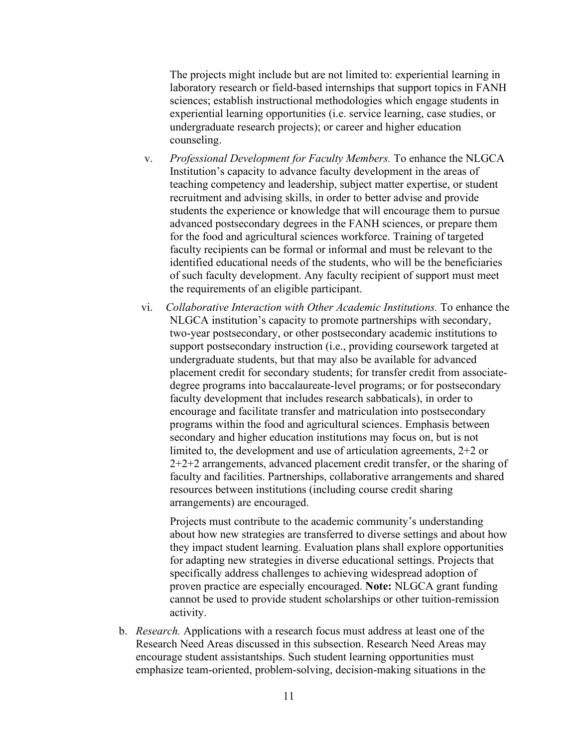The projects might include but are not limited to: experiential learning in laboratory research or field-based internships that support topics in FANH sciences; establish instructional methodologies which engage students in experiential learning opportunities (i.e. service learning, case studies, or undergraduate research projects); or career and higher education counseling.

v. *Professional Development for Faculty Members.* To enhance the NLGCA Institution's capacity to advance faculty development in the areas of teaching competency and leadership, subject matter expertise, or student recruitment and advising skills, in order to better advise and provide students the experience or knowledge that will encourage them to pursue advanced postsecondary degrees in the FANH sciences, or prepare them for the food and agricultural sciences workforce. Training of targeted faculty recipients can be formal or informal and must be relevant to the identified educational needs of the students, who will be the beneficiaries of such faculty development. Any faculty recipient of support must meet the requirements of an eligible participant.

vi. *Collaborative Interaction with Other Academic Institutions.* To enhance the NLGCA institution's capacity to promote partnerships with secondary, two-year postsecondary, or other postsecondary academic institutions to support postsecondary instruction (i.e., providing coursework targeted at undergraduate students, but that may also be available for advanced placement credit for secondary students; for transfer credit from associate-degree programs into baccalaureate-level programs; or for postsecondary faculty development that includes research sabbaticals), in order to encourage and facilitate transfer and matriculation into postsecondary programs within the food and agricultural sciences. Emphasis between secondary and higher education institutions may focus on, but is not limited to, the development and use of articulation agreements, 2+2 or 2+2+2 arrangements, advanced placement credit transfer, or the sharing of faculty and facilities. Partnerships, collaborative arrangements and shared resources between institutions (including course credit sharing arrangements) are encouraged.

Projects must contribute to the academic community's understanding about how new strategies are transferred to diverse settings and about how they impact student learning. Evaluation plans shall explore opportunities for adapting new strategies in diverse educational settings. Projects that specifically address challenges to achieving widespread adoption of proven practice are especially encouraged. **Note:** NLGCA grant funding cannot be used to provide student scholarships or other tuition-remission activity.

b. *Research.* Applications with a research focus must address at least one of the Research Need Areas discussed in this subsection. Research Need Areas may encourage student assistantships. Such student learning opportunities must emphasize team-oriented, problem-solving, decision-making situations in the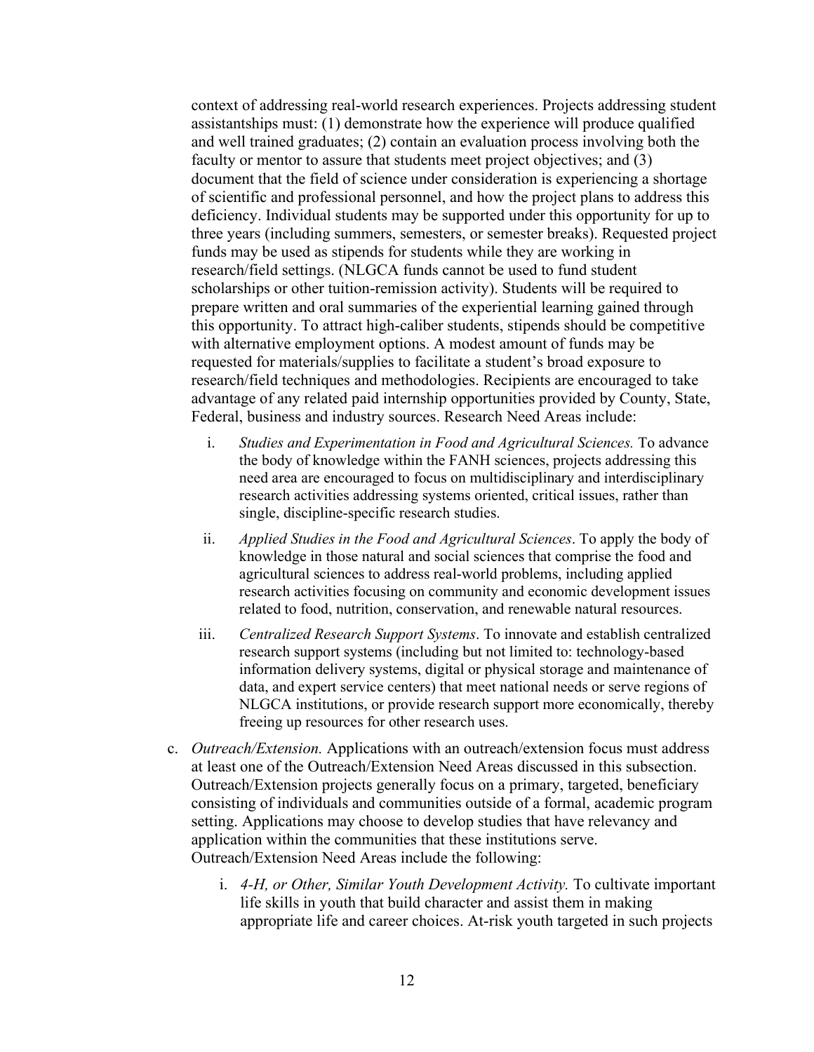context of addressing real-world research experiences. Projects addressing student assistantships must: (1) demonstrate how the experience will produce qualified and well trained graduates; (2) contain an evaluation process involving both the faculty or mentor to assure that students meet project objectives; and (3) document that the field of science under consideration is experiencing a shortage of scientific and professional personnel, and how the project plans to address this deficiency. Individual students may be supported under this opportunity for up to three years (including summers, semesters, or semester breaks). Requested project funds may be used as stipends for students while they are working in research/field settings. (NLGCA funds cannot be used to fund student scholarships or other tuition-remission activity). Students will be required to prepare written and oral summaries of the experiential learning gained through this opportunity. To attract high-caliber students, stipends should be competitive with alternative employment options. A modest amount of funds may be requested for materials/supplies to facilitate a student's broad exposure to research/field techniques and methodologies. Recipients are encouraged to take advantage of any related paid internship opportunities provided by County, State, Federal, business and industry sources. Research Need Areas include:

i. *Studies and Experimentation in Food and Agricultural Sciences.* To advance the body of knowledge within the FANH sciences, projects addressing this need area are encouraged to focus on multidisciplinary and interdisciplinary research activities addressing systems oriented, critical issues, rather than single, discipline-specific research studies.

ii. *Applied Studies in the Food and Agricultural Sciences*. To apply the body of knowledge in those natural and social sciences that comprise the food and agricultural sciences to address real-world problems, including applied research activities focusing on community and economic development issues related to food, nutrition, conservation, and renewable natural resources.

iii. *Centralized Research Support Systems*. To innovate and establish centralized research support systems (including but not limited to: technology-based information delivery systems, digital or physical storage and maintenance of data, and expert service centers) that meet national needs or serve regions of NLGCA institutions, or provide research support more economically, thereby freeing up resources for other research uses.

c. *Outreach/Extension.* Applications with an outreach/extension focus must address at least one of the Outreach/Extension Need Areas discussed in this subsection. Outreach/Extension projects generally focus on a primary, targeted, beneficiary consisting of individuals and communities outside of a formal, academic program setting. Applications may choose to develop studies that have relevancy and application within the communities that these institutions serve. Outreach/Extension Need Areas include the following:

i. *4-H, or Other, Similar Youth Development Activity.* To cultivate important life skills in youth that build character and assist them in making appropriate life and career choices. At-risk youth targeted in such projects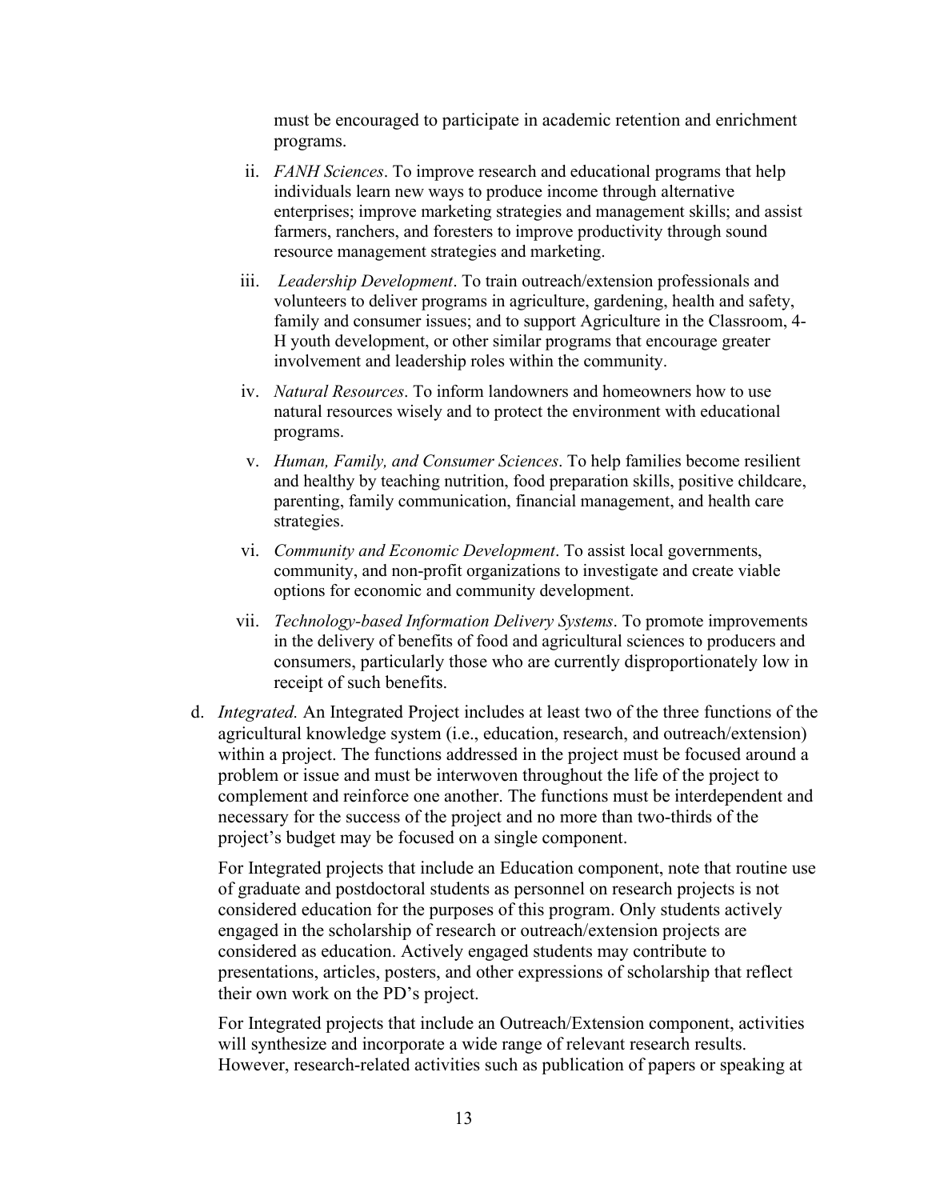must be encouraged to participate in academic retention and enrichment programs.

ii. *FANH Sciences*. To improve research and educational programs that help individuals learn new ways to produce income through alternative enterprises; improve marketing strategies and management skills; and assist farmers, ranchers, and foresters to improve productivity through sound resource management strategies and marketing.

iii. *Leadership Development*. To train outreach/extension professionals and volunteers to deliver programs in agriculture, gardening, health and safety, family and consumer issues; and to support Agriculture in the Classroom, 4-H youth development, or other similar programs that encourage greater involvement and leadership roles within the community.

iv. *Natural Resources*. To inform landowners and homeowners how to use natural resources wisely and to protect the environment with educational programs.

v. *Human, Family, and Consumer Sciences*. To help families become resilient and healthy by teaching nutrition, food preparation skills, positive childcare, parenting, family communication, financial management, and health care strategies.

vi. *Community and Economic Development*. To assist local governments, community, and non-profit organizations to investigate and create viable options for economic and community development.

vii. *Technology-based Information Delivery Systems*. To promote improvements in the delivery of benefits of food and agricultural sciences to producers and consumers, particularly those who are currently disproportionately low in receipt of such benefits.

d. *Integrated.* An Integrated Project includes at least two of the three functions of the agricultural knowledge system (i.e., education, research, and outreach/extension) within a project. The functions addressed in the project must be focused around a problem or issue and must be interwoven throughout the life of the project to complement and reinforce one another. The functions must be interdependent and necessary for the success of the project and no more than two-thirds of the project's budget may be focused on a single component.

For Integrated projects that include an Education component, note that routine use of graduate and postdoctoral students as personnel on research projects is not considered education for the purposes of this program. Only students actively engaged in the scholarship of research or outreach/extension projects are considered as education. Actively engaged students may contribute to presentations, articles, posters, and other expressions of scholarship that reflect their own work on the PD's project.

For Integrated projects that include an Outreach/Extension component, activities will synthesize and incorporate a wide range of relevant research results. However, research-related activities such as publication of papers or speaking at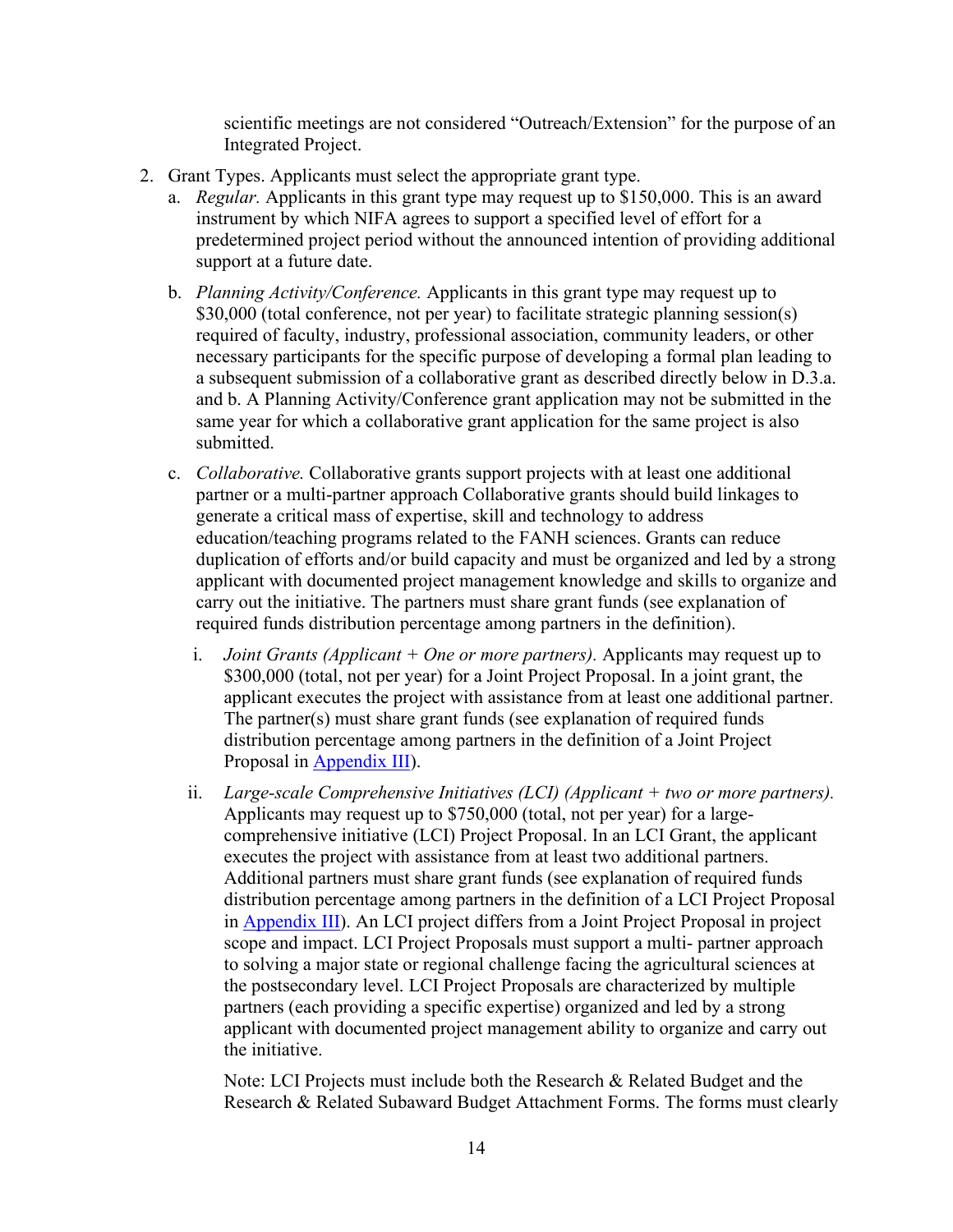scientific meetings are not considered “Outreach/Extension” for the purpose of an Integrated Project.

2. Grant Types. Applicants must select the appropriate grant type.
   a. *Regular.* Applicants in this grant type may request up to $150,000. This is an award instrument by which NIFA agrees to support a specified level of effort for a predetermined project period without the announced intention of providing additional support at a future date.

   b. *Planning Activity/Conference.* Applicants in this grant type may request up to $30,000 (total conference, not per year) to facilitate strategic planning session(s) required of faculty, industry, professional association, community leaders, or other necessary participants for the specific purpose of developing a formal plan leading to a subsequent submission of a collaborative grant as described directly below in D.3.a. and b. A Planning Activity/Conference grant application may not be submitted in the same year for which a collaborative grant application for the same project is also submitted.

   c. *Collaborative.* Collaborative grants support projects with at least one additional partner or a multi-partner approach Collaborative grants should build linkages to generate a critical mass of expertise, skill and technology to address education/teaching programs related to the FANH sciences. Grants can reduce duplication of efforts and/or build capacity and must be organized and led by a strong applicant with documented project management knowledge and skills to organize and carry out the initiative. The partners must share grant funds (see explanation of required funds distribution percentage among partners in the definition).

      i. *Joint Grants (Applicant + One or more partners).* Applicants may request up to $300,000 (total, not per year) for a Joint Project Proposal. In a joint grant, the applicant executes the project with assistance from at least one additional partner. The partner(s) must share grant funds (see explanation of required funds distribution percentage among partners in the definition of a Joint Project Proposal in [Appendix III](#)).

      ii. *Large-scale Comprehensive Initiatives (LCI) (Applicant + two or more partners).* Applicants may request up to $750,000 (total, not per year) for a large-comprehensive initiative (LCI) Project Proposal. In an LCI Grant, the applicant executes the project with assistance from at least two additional partners. Additional partners must share grant funds (see explanation of required funds distribution percentage among partners in the definition of a LCI Project Proposal in [Appendix III](#)). An LCI project differs from a Joint Project Proposal in project scope and impact. LCI Project Proposals must support a multi- partner approach to solving a major state or regional challenge facing the agricultural sciences at the postsecondary level. LCI Project Proposals are characterized by multiple partners (each providing a specific expertise) organized and led by a strong applicant with documented project management ability to organize and carry out the initiative.

      Note: LCI Projects must include both the Research & Related Budget and the Research & Related Subaward Budget Attachment Forms. The forms must clearly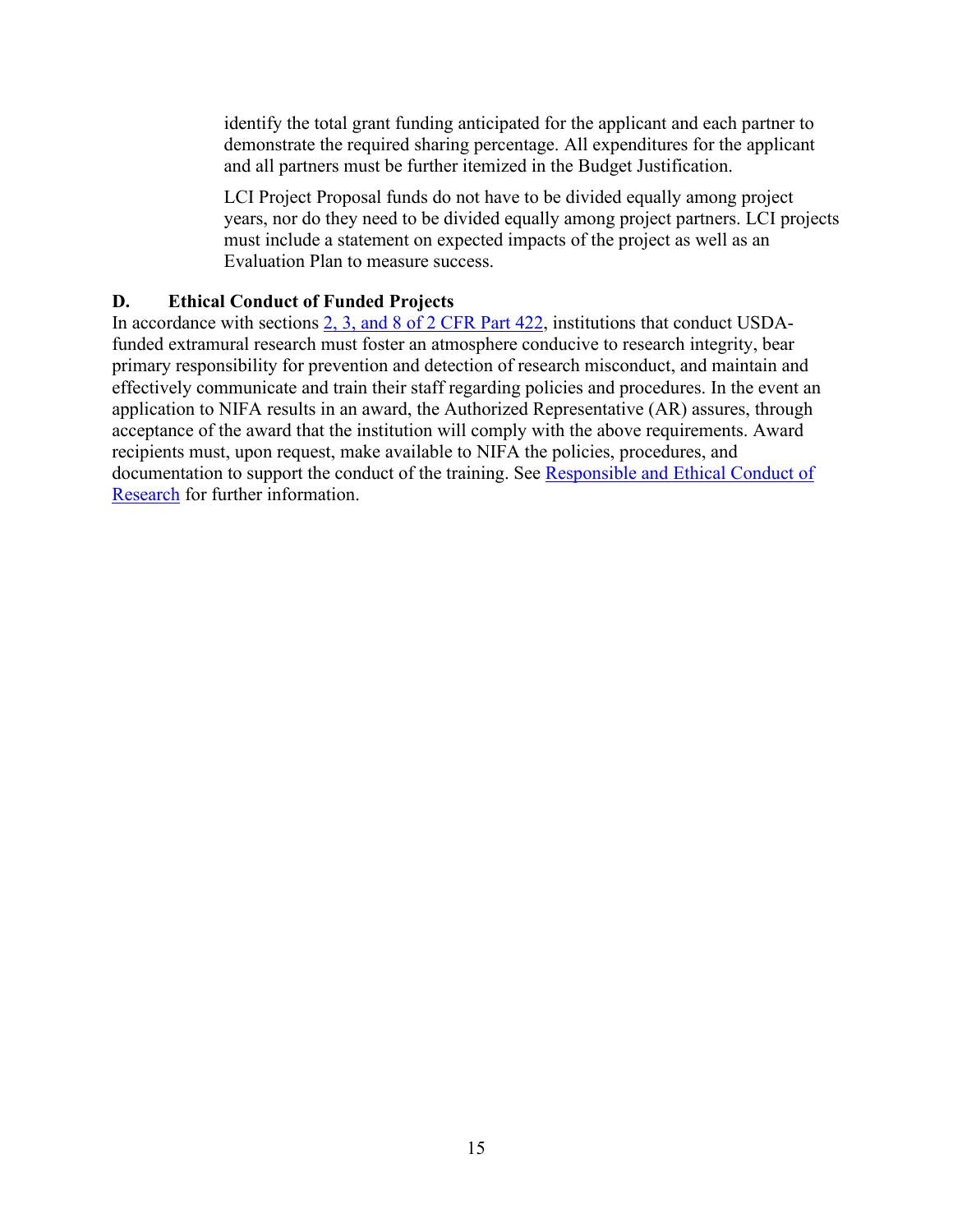identify the total grant funding anticipated for the applicant and each partner to demonstrate the required sharing percentage. All expenditures for the applicant and all partners must be further itemized in the Budget Justification.

LCI Project Proposal funds do not have to be divided equally among project years, nor do they need to be divided equally among project partners. LCI projects must include a statement on expected impacts of the project as well as an Evaluation Plan to measure success.

### D. Ethical Conduct of Funded Projects

In accordance with sections [2, 3, and 8 of 2 CFR Part 422](), institutions that conduct USDA-funded extramural research must foster an atmosphere conducive to research integrity, bear primary responsibility for prevention and detection of research misconduct, and maintain and effectively communicate and train their staff regarding policies and procedures. In the event an application to NIFA results in an award, the Authorized Representative (AR) assures, through acceptance of the award that the institution will comply with the above requirements. Award recipients must, upon request, make available to NIFA the policies, procedures, and documentation to support the conduct of the training. See [Responsible and Ethical Conduct of Research]() for further information.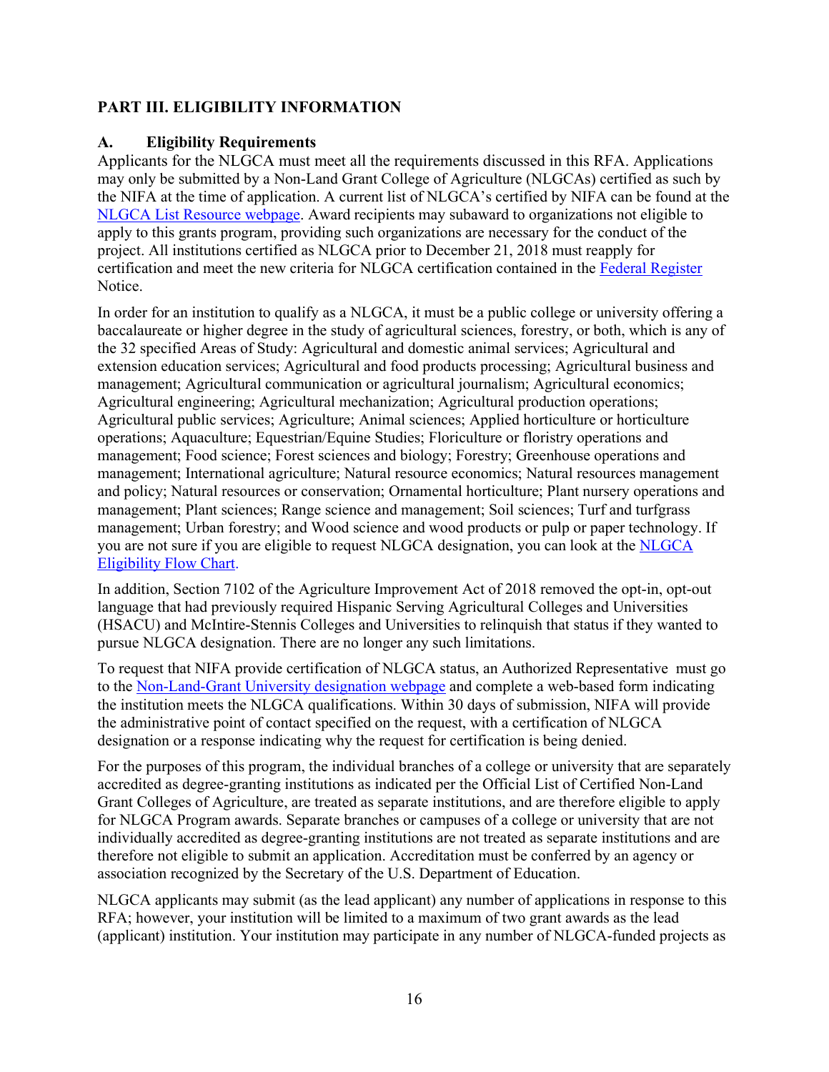## PART III. ELIGIBILITY INFORMATION

### A. Eligibility Requirements

Applicants for the NLGCA must meet all the requirements discussed in this RFA. Applications may only be submitted by a Non-Land Grant College of Agriculture (NLGCAs) certified as such by the NIFA at the time of application. A current list of NLGCA's certified by NIFA can be found at the NLGCA List Resource webpage. Award recipients may subaward to organizations not eligible to apply to this grants program, providing such organizations are necessary for the conduct of the project. All institutions certified as NLGCA prior to December 21, 2018 must reapply for certification and meet the new criteria for NLGCA certification contained in the Federal Register Notice.

In order for an institution to qualify as a NLGCA, it must be a public college or university offering a baccalaureate or higher degree in the study of agricultural sciences, forestry, or both, which is any of the 32 specified Areas of Study: Agricultural and domestic animal services; Agricultural and extension education services; Agricultural and food products processing; Agricultural business and management; Agricultural communication or agricultural journalism; Agricultural economics; Agricultural engineering; Agricultural mechanization; Agricultural production operations; Agricultural public services; Agriculture; Animal sciences; Applied horticulture or horticulture operations; Aquaculture; Equestrian/Equine Studies; Floriculture or floristry operations and management; Food science; Forest sciences and biology; Forestry; Greenhouse operations and management; International agriculture; Natural resource economics; Natural resources management and policy; Natural resources or conservation; Ornamental horticulture; Plant nursery operations and management; Plant sciences; Range science and management; Soil sciences; Turf and turfgrass management; Urban forestry; and Wood science and wood products or pulp or paper technology. If you are not sure if you are eligible to request NLGCA designation, you can look at the NLGCA Eligibility Flow Chart.

In addition, Section 7102 of the Agriculture Improvement Act of 2018 removed the opt-in, opt-out language that had previously required Hispanic Serving Agricultural Colleges and Universities (HSACU) and McIntire-Stennis Colleges and Universities to relinquish that status if they wanted to pursue NLGCA designation. There are no longer any such limitations.

To request that NIFA provide certification of NLGCA status, an Authorized Representative must go to the Non-Land-Grant University designation webpage and complete a web-based form indicating the institution meets the NLGCA qualifications. Within 30 days of submission, NIFA will provide the administrative point of contact specified on the request, with a certification of NLGCA designation or a response indicating why the request for certification is being denied.

For the purposes of this program, the individual branches of a college or university that are separately accredited as degree-granting institutions as indicated per the Official List of Certified Non-Land Grant Colleges of Agriculture, are treated as separate institutions, and are therefore eligible to apply for NLGCA Program awards. Separate branches or campuses of a college or university that are not individually accredited as degree-granting institutions are not treated as separate institutions and are therefore not eligible to submit an application. Accreditation must be conferred by an agency or association recognized by the Secretary of the U.S. Department of Education.

NLGCA applicants may submit (as the lead applicant) any number of applications in response to this RFA; however, your institution will be limited to a maximum of two grant awards as the lead (applicant) institution. Your institution may participate in any number of NLGCA-funded projects as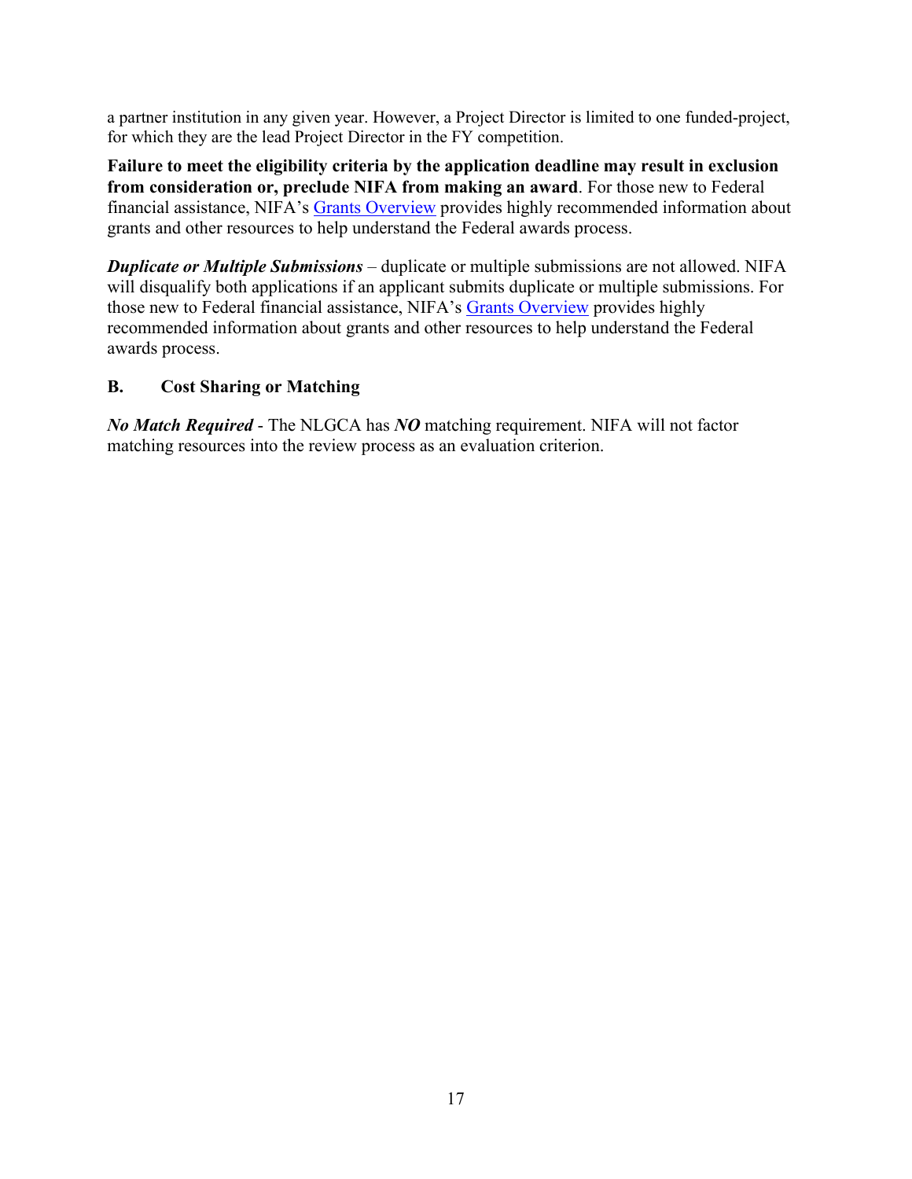a partner institution in any given year. However, a Project Director is limited to one funded-project, for which they are the lead Project Director in the FY competition.

**Failure to meet the eligibility criteria by the application deadline may result in exclusion from consideration or, preclude NIFA from making an award**. For those new to Federal financial assistance, NIFA's [Grants Overview] provides highly recommended information about grants and other resources to help understand the Federal awards process.

***Duplicate or Multiple Submissions*** – duplicate or multiple submissions are not allowed. NIFA will disqualify both applications if an applicant submits duplicate or multiple submissions. For those new to Federal financial assistance, NIFA's [Grants Overview] provides highly recommended information about grants and other resources to help understand the Federal awards process.

## B. Cost Sharing or Matching

***No Match Required*** - The NLGCA has ***NO*** matching requirement. NIFA will not factor matching resources into the review process as an evaluation criterion.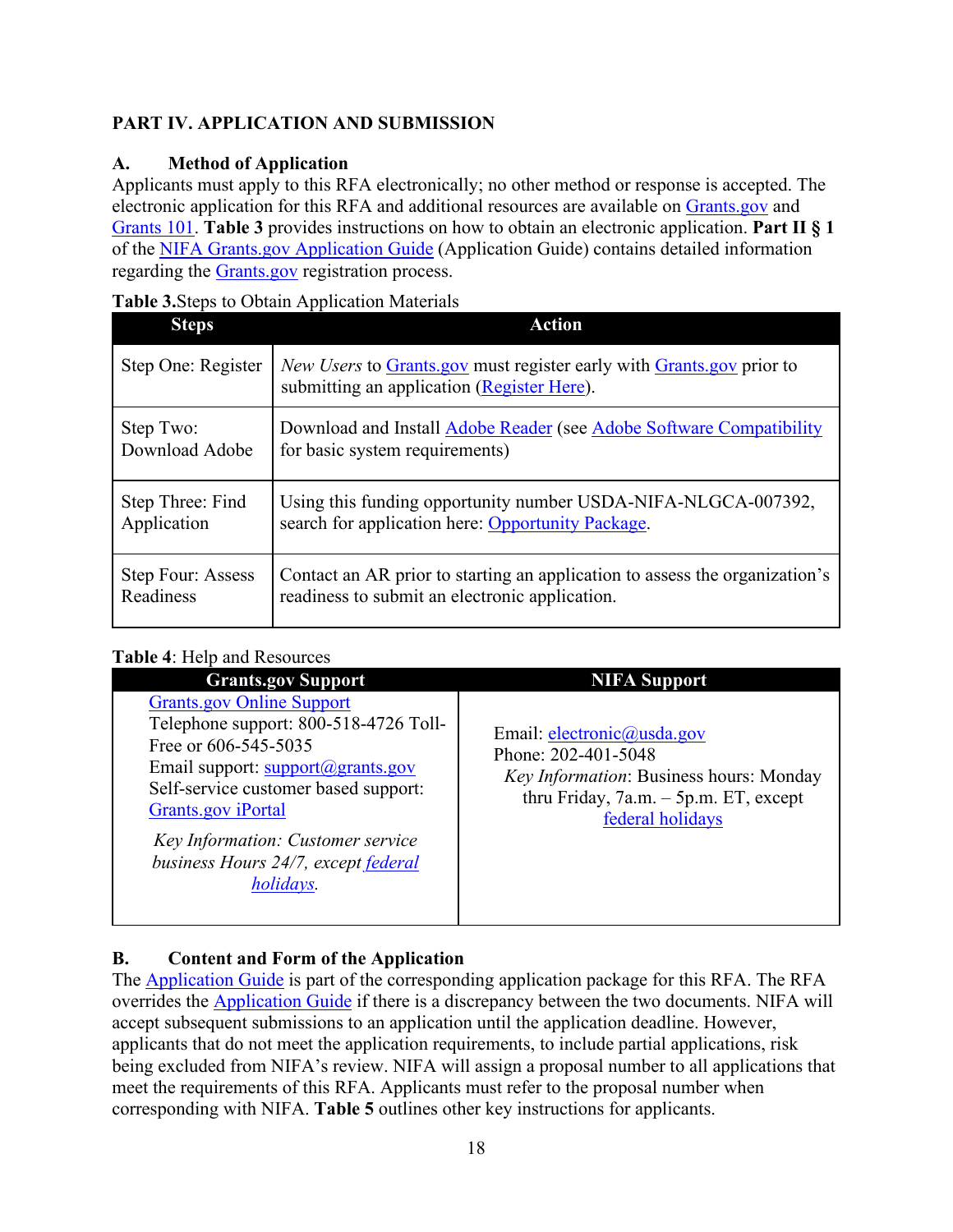## PART IV. APPLICATION AND SUBMISSION

### A. Method of Application

Applicants must apply to this RFA electronically; no other method or response is accepted. The electronic application for this RFA and additional resources are available on Grants.gov and Grants 101. **Table 3** provides instructions on how to obtain an electronic application. **Part II § 1** of the NIFA Grants.gov Application Guide (Application Guide) contains detailed information regarding the Grants.gov registration process.

**Table 3.**Steps to Obtain Application Materials

| Steps | Action |
|---|---|
| Step One: Register | *New Users* to Grants.gov must register early with Grants.gov prior to submitting an application (Register Here). |
| Step Two: Download Adobe | Download and Install Adobe Reader (see Adobe Software Compatibility for basic system requirements) |
| Step Three: Find Application | Using this funding opportunity number USDA-NIFA-NLGCA-007392, search for application here: Opportunity Package. |
| Step Four: Assess Readiness | Contact an AR prior to starting an application to assess the organization's readiness to submit an electronic application. |

**Table 4**: Help and Resources

| Grants.gov Support | NIFA Support |
|---|---|
| Grants.gov Online Support<br>Telephone support: 800-518-4726 Toll-Free or 606-545-5035<br>Email support: support@grants.gov<br>Self-service customer based support: Grants.gov iPortal<br>*Key Information: Customer service business Hours 24/7, except federal holidays.* | Email: electronic@usda.gov<br>Phone: 202-401-5048<br>*Key Information*: Business hours: Monday thru Friday, 7a.m. – 5p.m. ET, except federal holidays |

### B. Content and Form of the Application

The Application Guide is part of the corresponding application package for this RFA. The RFA overrides the Application Guide if there is a discrepancy between the two documents. NIFA will accept subsequent submissions to an application until the application deadline. However, applicants that do not meet the application requirements, to include partial applications, risk being excluded from NIFA's review. NIFA will assign a proposal number to all applications that meet the requirements of this RFA. Applicants must refer to the proposal number when corresponding with NIFA. **Table 5** outlines other key instructions for applicants.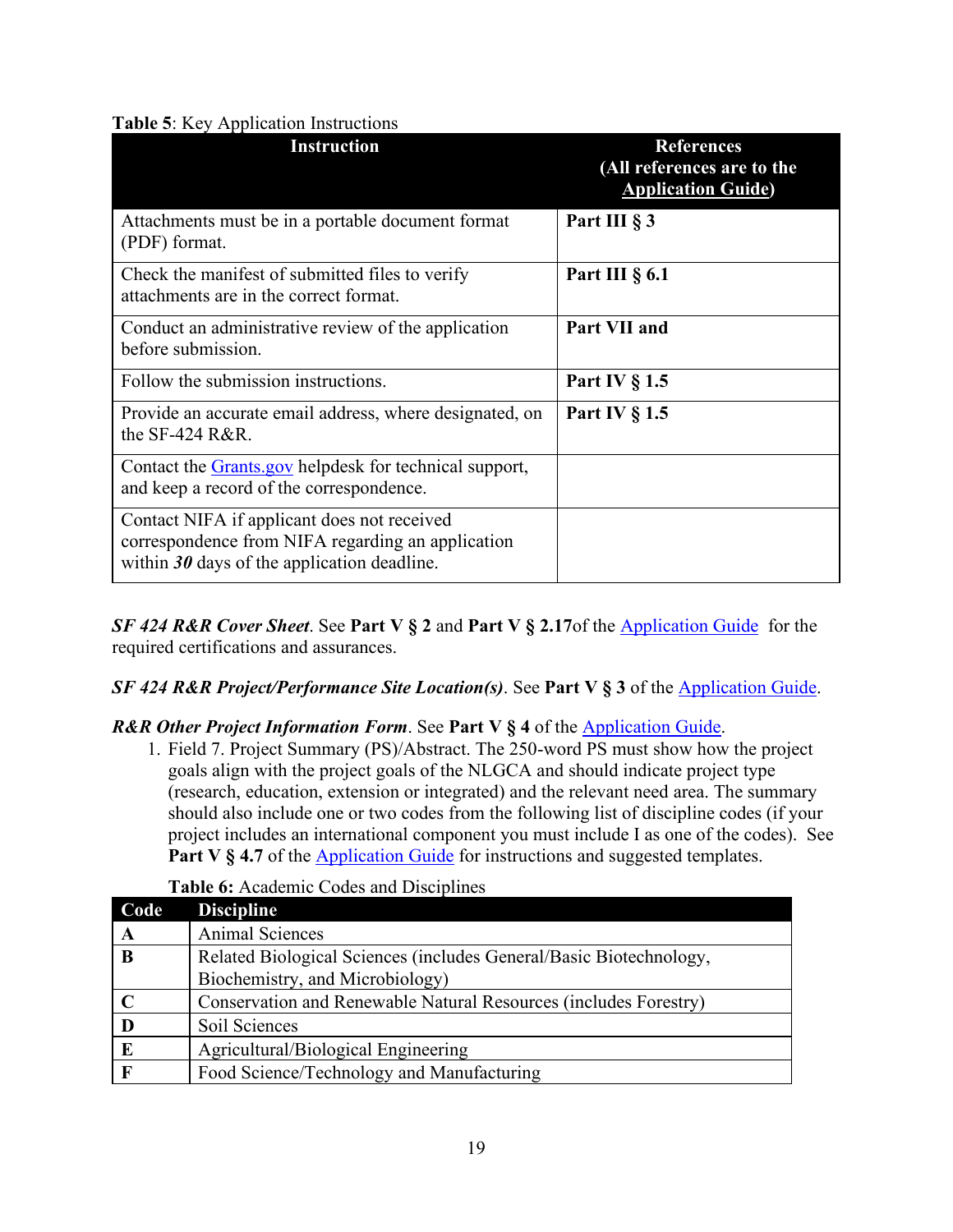**Table 5**: Key Application Instructions

| Instruction | References (All references are to the [Application Guide](#)) |
|---|---|
| Attachments must be in a portable document format (PDF) format. | **Part III § 3** |
| Check the manifest of submitted files to verify attachments are in the correct format. | **Part III § 6.1** |
| Conduct an administrative review of the application before submission. | **Part VII and** |
| Follow the submission instructions. | **Part IV § 1.5** |
| Provide an accurate email address, where designated, on the SF-424 R&R. | **Part IV § 1.5** |
| Contact the Grants.gov helpdesk for technical support, and keep a record of the correspondence. | |
| Contact NIFA if applicant does not received correspondence from NIFA regarding an application within ***30*** days of the application deadline. | |

***SF 424 R&R Cover Sheet***. See **Part V § 2** and **Part V § 2.17**of the Application Guide  for the required certifications and assurances.

***SF 424 R&R Project/Performance Site Location(s)***. See **Part V § 3** of the Application Guide.

***R&R Other Project Information Form***. See **Part V § 4** of the Application Guide.

1. Field 7. Project Summary (PS)/Abstract. The 250-word PS must show how the project goals align with the project goals of the NLGCA and should indicate project type (research, education, extension or integrated) and the relevant need area. The summary should also include one or two codes from the following list of discipline codes (if your project includes an international component you must include I as one of the codes).  See **Part V § 4.7** of the Application Guide for instructions and suggested templates.

**Table 6:** Academic Codes and Disciplines

| Code | Discipline |
|---|---|
| **A** | Animal Sciences |
| **B** | Related Biological Sciences (includes General/Basic Biotechnology, Biochemistry, and Microbiology) |
| **C** | Conservation and Renewable Natural Resources (includes Forestry) |
| **D** | Soil Sciences |
| **E** | Agricultural/Biological Engineering |
| **F** | Food Science/Technology and Manufacturing |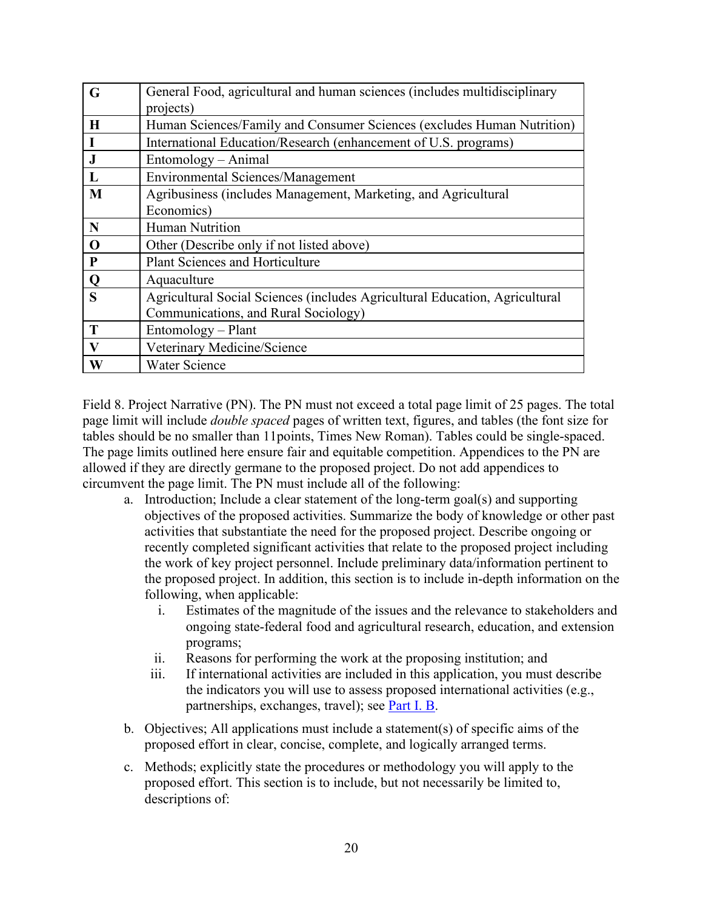| | |
|---|---|
| **G** | General Food, agricultural and human sciences (includes multidisciplinary projects) |
| **H** | Human Sciences/Family and Consumer Sciences (excludes Human Nutrition) |
| **I** | International Education/Research (enhancement of U.S. programs) |
| **J** | Entomology – Animal |
| **L** | Environmental Sciences/Management |
| **M** | Agribusiness (includes Management, Marketing, and Agricultural Economics) |
| **N** | Human Nutrition |
| **O** | Other (Describe only if not listed above) |
| **P** | Plant Sciences and Horticulture |
| **Q** | Aquaculture |
| **S** | Agricultural Social Sciences (includes Agricultural Education, Agricultural Communications, and Rural Sociology) |
| **T** | Entomology – Plant |
| **V** | Veterinary Medicine/Science |
| **W** | Water Science |

Field 8. Project Narrative (PN). The PN must not exceed a total page limit of 25 pages. The total page limit will include *double spaced* pages of written text, figures, and tables (the font size for tables should be no smaller than 11points, Times New Roman). Tables could be single-spaced. The page limits outlined here ensure fair and equitable competition. Appendices to the PN are allowed if they are directly germane to the proposed project. Do not add appendices to circumvent the page limit. The PN must include all of the following:

a. Introduction; Include a clear statement of the long-term goal(s) and supporting objectives of the proposed activities. Summarize the body of knowledge or other past activities that substantiate the need for the proposed project. Describe ongoing or recently completed significant activities that relate to the proposed project including the work of key project personnel. Include preliminary data/information pertinent to the proposed project. In addition, this section is to include in-depth information on the following, when applicable:
   i. Estimates of the magnitude of the issues and the relevance to stakeholders and ongoing state-federal food and agricultural research, education, and extension programs;
   ii. Reasons for performing the work at the proposing institution; and
   iii. If international activities are included in this application, you must describe the indicators you will use to assess proposed international activities (e.g., partnerships, exchanges, travel); see Part I. B.

b. Objectives; All applications must include a statement(s) of specific aims of the proposed effort in clear, concise, complete, and logically arranged terms.

c. Methods; explicitly state the procedures or methodology you will apply to the proposed effort. This section is to include, but not necessarily be limited to, descriptions of: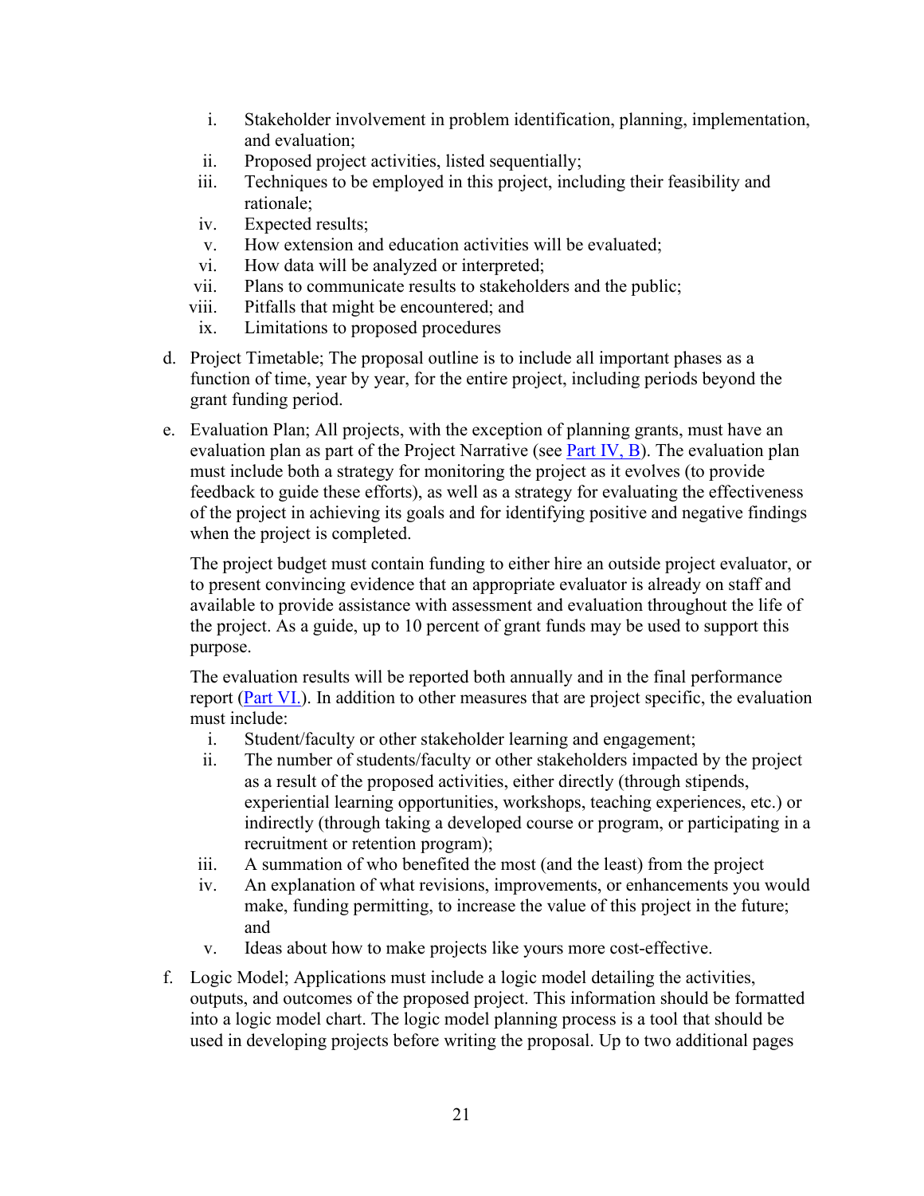i. Stakeholder involvement in problem identification, planning, implementation, and evaluation;
ii. Proposed project activities, listed sequentially;
iii. Techniques to be employed in this project, including their feasibility and rationale;
iv. Expected results;
v. How extension and education activities will be evaluated;
vi. How data will be analyzed or interpreted;
vii. Plans to communicate results to stakeholders and the public;
viii. Pitfalls that might be encountered; and
ix. Limitations to proposed procedures

d. Project Timetable; The proposal outline is to include all important phases as a function of time, year by year, for the entire project, including periods beyond the grant funding period.

e. Evaluation Plan; All projects, with the exception of planning grants, must have an evaluation plan as part of the Project Narrative (see Part IV, B). The evaluation plan must include both a strategy for monitoring the project as it evolves (to provide feedback to guide these efforts), as well as a strategy for evaluating the effectiveness of the project in achieving its goals and for identifying positive and negative findings when the project is completed.

The project budget must contain funding to either hire an outside project evaluator, or to present convincing evidence that an appropriate evaluator is already on staff and available to provide assistance with assessment and evaluation throughout the life of the project. As a guide, up to 10 percent of grant funds may be used to support this purpose.

The evaluation results will be reported both annually and in the final performance report (Part VI.). In addition to other measures that are project specific, the evaluation must include:

i. Student/faculty or other stakeholder learning and engagement;
ii. The number of students/faculty or other stakeholders impacted by the project as a result of the proposed activities, either directly (through stipends, experiential learning opportunities, workshops, teaching experiences, etc.) or indirectly (through taking a developed course or program, or participating in a recruitment or retention program);
iii. A summation of who benefited the most (and the least) from the project
iv. An explanation of what revisions, improvements, or enhancements you would make, funding permitting, to increase the value of this project in the future; and
v. Ideas about how to make projects like yours more cost-effective.

f. Logic Model; Applications must include a logic model detailing the activities, outputs, and outcomes of the proposed project. This information should be formatted into a logic model chart. The logic model planning process is a tool that should be used in developing projects before writing the proposal. Up to two additional pages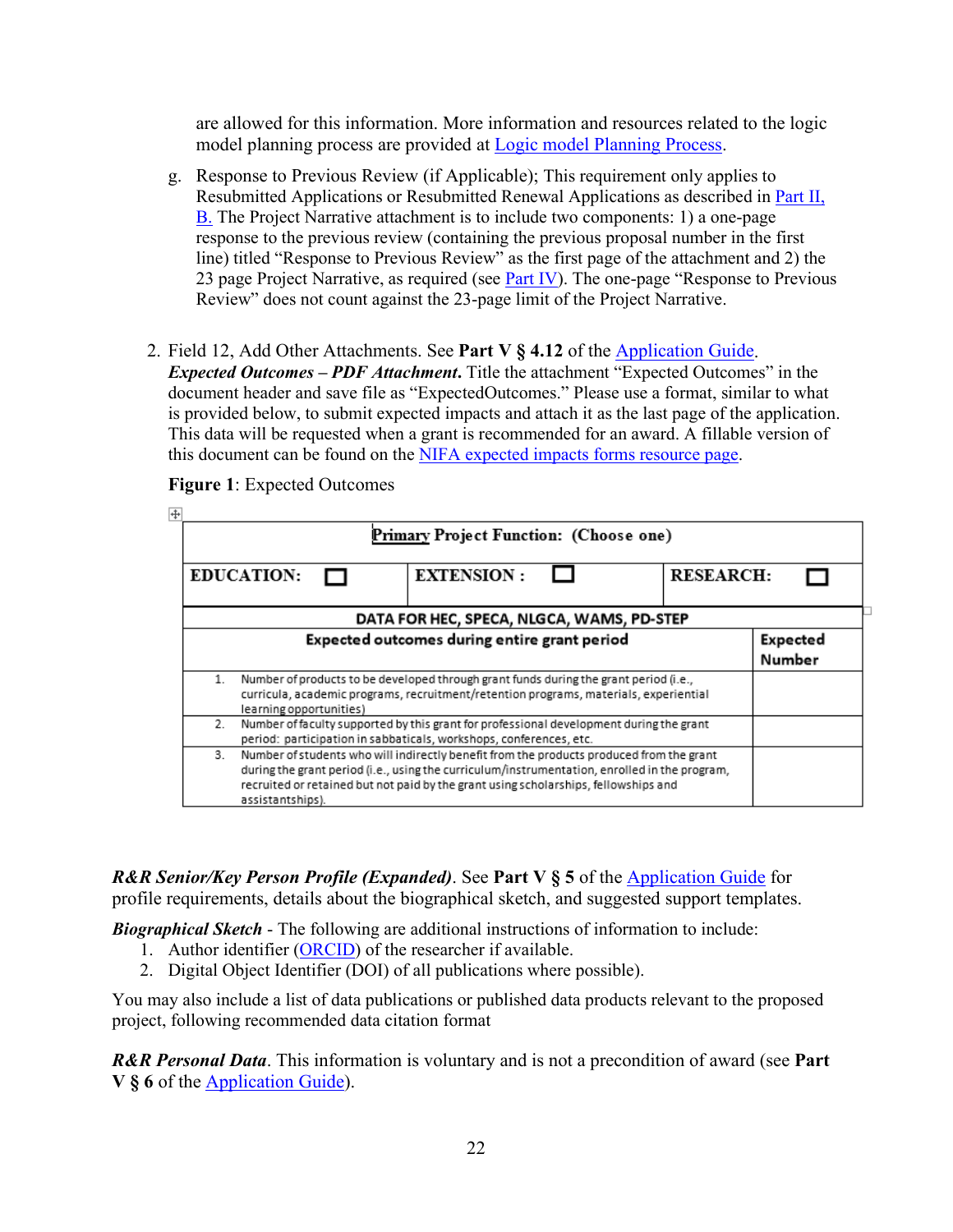are allowed for this information. More information and resources related to the logic model planning process are provided at Logic model Planning Process.

g. Response to Previous Review (if Applicable); This requirement only applies to Resubmitted Applications or Resubmitted Renewal Applications as described in Part II, B. The Project Narrative attachment is to include two components: 1) a one-page response to the previous review (containing the previous proposal number in the first line) titled "Response to Previous Review" as the first page of the attachment and 2) the 23 page Project Narrative, as required (see Part IV). The one-page "Response to Previous Review" does not count against the 23-page limit of the Project Narrative.

2. Field 12, Add Other Attachments. See **Part V § 4.12** of the Application Guide. ***Expected Outcomes – PDF Attachment***. Title the attachment "Expected Outcomes" in the document header and save file as "ExpectedOutcomes." Please use a format, similar to what is provided below, to submit expected impacts and attach it as the last page of the application. This data will be requested when a grant is recommended for an award. A fillable version of this document can be found on the NIFA expected impacts forms resource page.

**Figure 1**: Expected Outcomes

| **Primary Project Function: (Choose one)** | | |
|---|---|---|
| **EDUCATION:** ☐ | **EXTENSION :** ☐ | **RESEARCH:** ☐ |

| **DATA FOR HEC, SPECA, NLGCA, WAMS, PD-STEP** | |
|---|---|
| **Expected outcomes during entire grant period** | **Expected Number** |
| 1. Number of products to be developed through grant funds during the grant period (i.e., curricula, academic programs, recruitment/retention programs, materials, experiential learning opportunities) | |
| 2. Number of faculty supported by this grant for professional development during the grant period: participation in sabbaticals, workshops, conferences, etc. | |
| 3. Number of students who will indirectly benefit from the products produced from the grant during the grant period (i.e., using the curriculum/instrumentation, enrolled in the program, recruited or retained but not paid by the grant using scholarships, fellowships and assistantships). | |

***R&R Senior/Key Person Profile (Expanded)***. See **Part V § 5** of the Application Guide for profile requirements, details about the biographical sketch, and suggested support templates.

***Biographical Sketch*** - The following are additional instructions of information to include:

1. Author identifier (ORCID) of the researcher if available.
2. Digital Object Identifier (DOI) of all publications where possible).

You may also include a list of data publications or published data products relevant to the proposed project, following recommended data citation format

***R&R Personal Data***. This information is voluntary and is not a precondition of award (see **Part V § 6** of the Application Guide).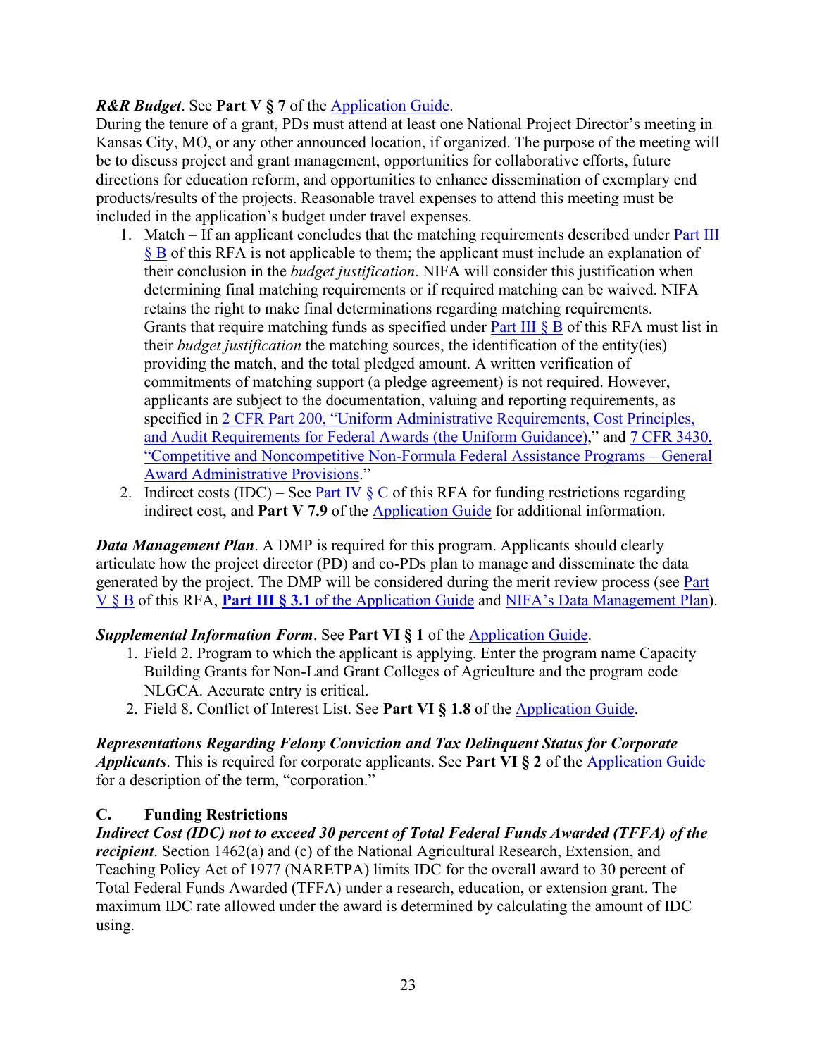***R&R Budget***. See **Part V § 7** of the Application Guide.
During the tenure of a grant, PDs must attend at least one National Project Director's meeting in Kansas City, MO, or any other announced location, if organized. The purpose of the meeting will be to discuss project and grant management, opportunities for collaborative efforts, future directions for education reform, and opportunities to enhance dissemination of exemplary end products/results of the projects. Reasonable travel expenses to attend this meeting must be included in the application's budget under travel expenses.

1. Match – If an applicant concludes that the matching requirements described under Part III § B of this RFA is not applicable to them; the applicant must include an explanation of their conclusion in the *budget justification*. NIFA will consider this justification when determining final matching requirements or if required matching can be waived. NIFA retains the right to make final determinations regarding matching requirements. Grants that require matching funds as specified under Part III § B of this RFA must list in their *budget justification* the matching sources, the identification of the entity(ies) providing the match, and the total pledged amount. A written verification of commitments of matching support (a pledge agreement) is not required. However, applicants are subject to the documentation, valuing and reporting requirements, as specified in 2 CFR Part 200, "Uniform Administrative Requirements, Cost Principles, and Audit Requirements for Federal Awards (the Uniform Guidance)," and 7 CFR 3430, "Competitive and Noncompetitive Non-Formula Federal Assistance Programs – General Award Administrative Provisions."
2. Indirect costs (IDC) – See Part IV § C of this RFA for funding restrictions regarding indirect cost, and **Part V 7.9** of the Application Guide for additional information.

***Data Management Plan***. A DMP is required for this program. Applicants should clearly articulate how the project director (PD) and co-PDs plan to manage and disseminate the data generated by the project. The DMP will be considered during the merit review process (see Part V § B of this RFA, **Part III § 3.1** of the Application Guide and NIFA's Data Management Plan).

***Supplemental Information Form***. See **Part VI § 1** of the Application Guide.

1. Field 2. Program to which the applicant is applying. Enter the program name Capacity Building Grants for Non-Land Grant Colleges of Agriculture and the program code NLGCA. Accurate entry is critical.
2. Field 8. Conflict of Interest List. See **Part VI § 1.8** of the Application Guide.

***Representations Regarding Felony Conviction and Tax Delinquent Status for Corporate Applicants***. This is required for corporate applicants. See **Part VI § 2** of the Application Guide for a description of the term, "corporation."

## C. Funding Restrictions

***Indirect Cost (IDC) not to exceed 30 percent of Total Federal Funds Awarded (TFFA) of the recipient***. Section 1462(a) and (c) of the National Agricultural Research, Extension, and Teaching Policy Act of 1977 (NARETPA) limits IDC for the overall award to 30 percent of Total Federal Funds Awarded (TFFA) under a research, education, or extension grant. The maximum IDC rate allowed under the award is determined by calculating the amount of IDC using.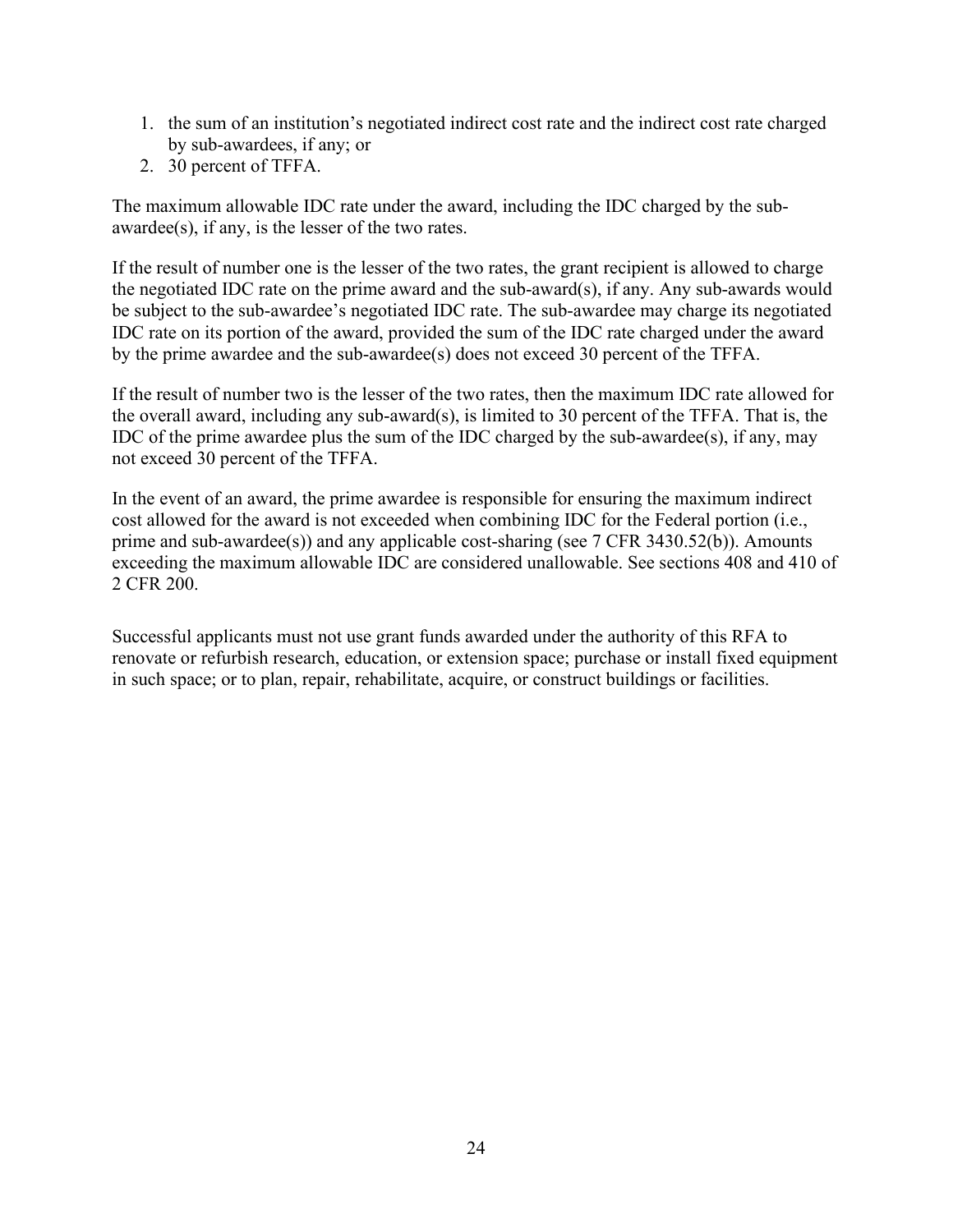1. the sum of an institution's negotiated indirect cost rate and the indirect cost rate charged by sub-awardees, if any; or
2. 30 percent of TFFA.

The maximum allowable IDC rate under the award, including the IDC charged by the sub-awardee(s), if any, is the lesser of the two rates.

If the result of number one is the lesser of the two rates, the grant recipient is allowed to charge the negotiated IDC rate on the prime award and the sub-award(s), if any. Any sub-awards would be subject to the sub-awardee's negotiated IDC rate. The sub-awardee may charge its negotiated IDC rate on its portion of the award, provided the sum of the IDC rate charged under the award by the prime awardee and the sub-awardee(s) does not exceed 30 percent of the TFFA.

If the result of number two is the lesser of the two rates, then the maximum IDC rate allowed for the overall award, including any sub-award(s), is limited to 30 percent of the TFFA. That is, the IDC of the prime awardee plus the sum of the IDC charged by the sub-awardee(s), if any, may not exceed 30 percent of the TFFA.

In the event of an award, the prime awardee is responsible for ensuring the maximum indirect cost allowed for the award is not exceeded when combining IDC for the Federal portion (i.e., prime and sub-awardee(s)) and any applicable cost-sharing (see 7 CFR 3430.52(b)). Amounts exceeding the maximum allowable IDC are considered unallowable. See sections 408 and 410 of 2 CFR 200.

Successful applicants must not use grant funds awarded under the authority of this RFA to renovate or refurbish research, education, or extension space; purchase or install fixed equipment in such space; or to plan, repair, rehabilitate, acquire, or construct buildings or facilities.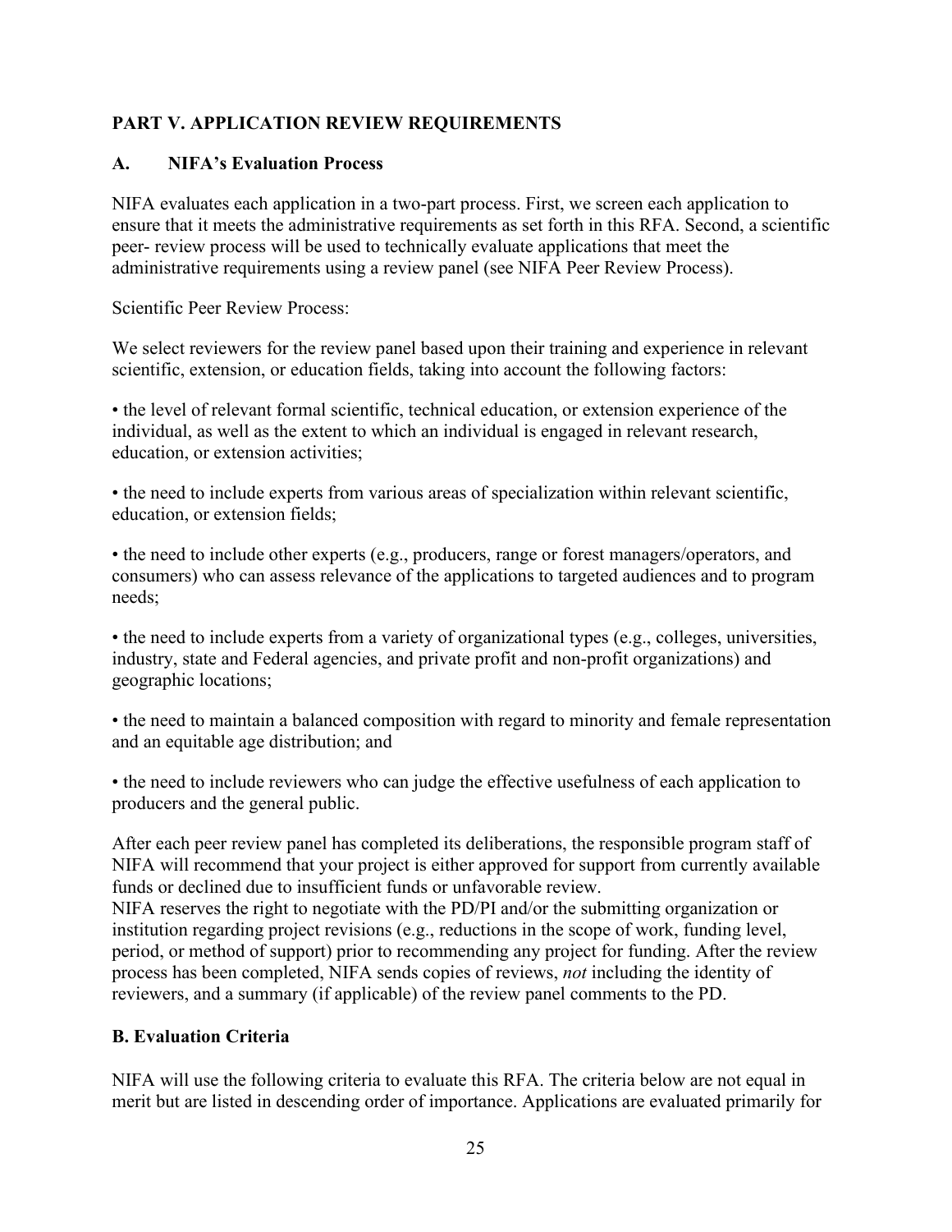## PART V. APPLICATION REVIEW REQUIREMENTS

### A. NIFA's Evaluation Process

NIFA evaluates each application in a two-part process. First, we screen each application to ensure that it meets the administrative requirements as set forth in this RFA. Second, a scientific peer- review process will be used to technically evaluate applications that meet the administrative requirements using a review panel (see NIFA Peer Review Process).

Scientific Peer Review Process:

We select reviewers for the review panel based upon their training and experience in relevant scientific, extension, or education fields, taking into account the following factors:

• the level of relevant formal scientific, technical education, or extension experience of the individual, as well as the extent to which an individual is engaged in relevant research, education, or extension activities;

• the need to include experts from various areas of specialization within relevant scientific, education, or extension fields;

• the need to include other experts (e.g., producers, range or forest managers/operators, and consumers) who can assess relevance of the applications to targeted audiences and to program needs;

• the need to include experts from a variety of organizational types (e.g., colleges, universities, industry, state and Federal agencies, and private profit and non-profit organizations) and geographic locations;

• the need to maintain a balanced composition with regard to minority and female representation and an equitable age distribution; and

• the need to include reviewers who can judge the effective usefulness of each application to producers and the general public.

After each peer review panel has completed its deliberations, the responsible program staff of NIFA will recommend that your project is either approved for support from currently available funds or declined due to insufficient funds or unfavorable review.

NIFA reserves the right to negotiate with the PD/PI and/or the submitting organization or institution regarding project revisions (e.g., reductions in the scope of work, funding level, period, or method of support) prior to recommending any project for funding. After the review process has been completed, NIFA sends copies of reviews, *not* including the identity of reviewers, and a summary (if applicable) of the review panel comments to the PD.

### B. Evaluation Criteria

NIFA will use the following criteria to evaluate this RFA. The criteria below are not equal in merit but are listed in descending order of importance. Applications are evaluated primarily for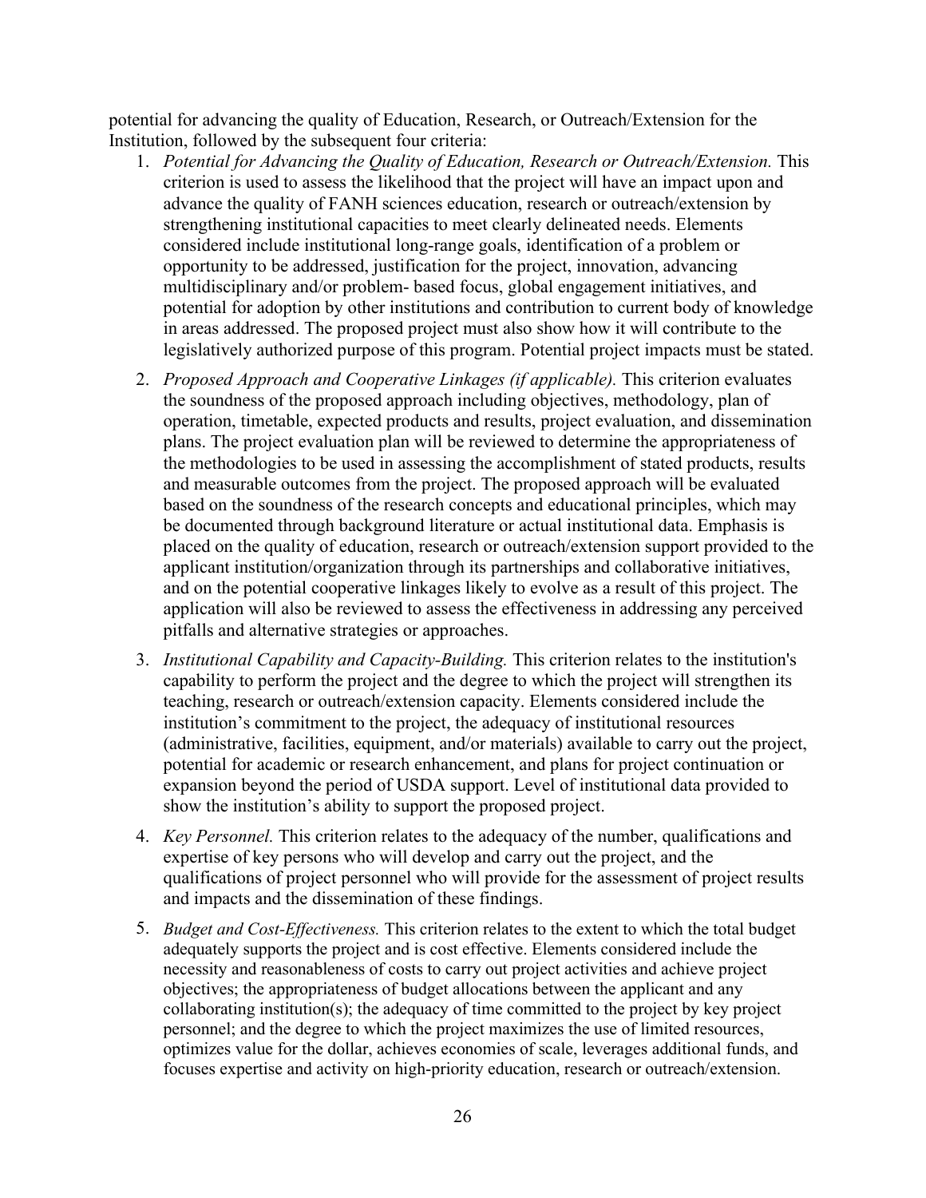potential for advancing the quality of Education, Research, or Outreach/Extension for the Institution, followed by the subsequent four criteria:

1. *Potential for Advancing the Quality of Education, Research or Outreach/Extension.* This criterion is used to assess the likelihood that the project will have an impact upon and advance the quality of FANH sciences education, research or outreach/extension by strengthening institutional capacities to meet clearly delineated needs. Elements considered include institutional long-range goals, identification of a problem or opportunity to be addressed, justification for the project, innovation, advancing multidisciplinary and/or problem- based focus, global engagement initiatives, and potential for adoption by other institutions and contribution to current body of knowledge in areas addressed. The proposed project must also show how it will contribute to the legislatively authorized purpose of this program. Potential project impacts must be stated.

2. *Proposed Approach and Cooperative Linkages (if applicable).* This criterion evaluates the soundness of the proposed approach including objectives, methodology, plan of operation, timetable, expected products and results, project evaluation, and dissemination plans. The project evaluation plan will be reviewed to determine the appropriateness of the methodologies to be used in assessing the accomplishment of stated products, results and measurable outcomes from the project. The proposed approach will be evaluated based on the soundness of the research concepts and educational principles, which may be documented through background literature or actual institutional data. Emphasis is placed on the quality of education, research or outreach/extension support provided to the applicant institution/organization through its partnerships and collaborative initiatives, and on the potential cooperative linkages likely to evolve as a result of this project. The application will also be reviewed to assess the effectiveness in addressing any perceived pitfalls and alternative strategies or approaches.

3. *Institutional Capability and Capacity-Building.* This criterion relates to the institution's capability to perform the project and the degree to which the project will strengthen its teaching, research or outreach/extension capacity. Elements considered include the institution's commitment to the project, the adequacy of institutional resources (administrative, facilities, equipment, and/or materials) available to carry out the project, potential for academic or research enhancement, and plans for project continuation or expansion beyond the period of USDA support. Level of institutional data provided to show the institution's ability to support the proposed project.

4. *Key Personnel.* This criterion relates to the adequacy of the number, qualifications and expertise of key persons who will develop and carry out the project, and the qualifications of project personnel who will provide for the assessment of project results and impacts and the dissemination of these findings.

5. *Budget and Cost-Effectiveness.* This criterion relates to the extent to which the total budget adequately supports the project and is cost effective. Elements considered include the necessity and reasonableness of costs to carry out project activities and achieve project objectives; the appropriateness of budget allocations between the applicant and any collaborating institution(s); the adequacy of time committed to the project by key project personnel; and the degree to which the project maximizes the use of limited resources, optimizes value for the dollar, achieves economies of scale, leverages additional funds, and focuses expertise and activity on high-priority education, research or outreach/extension.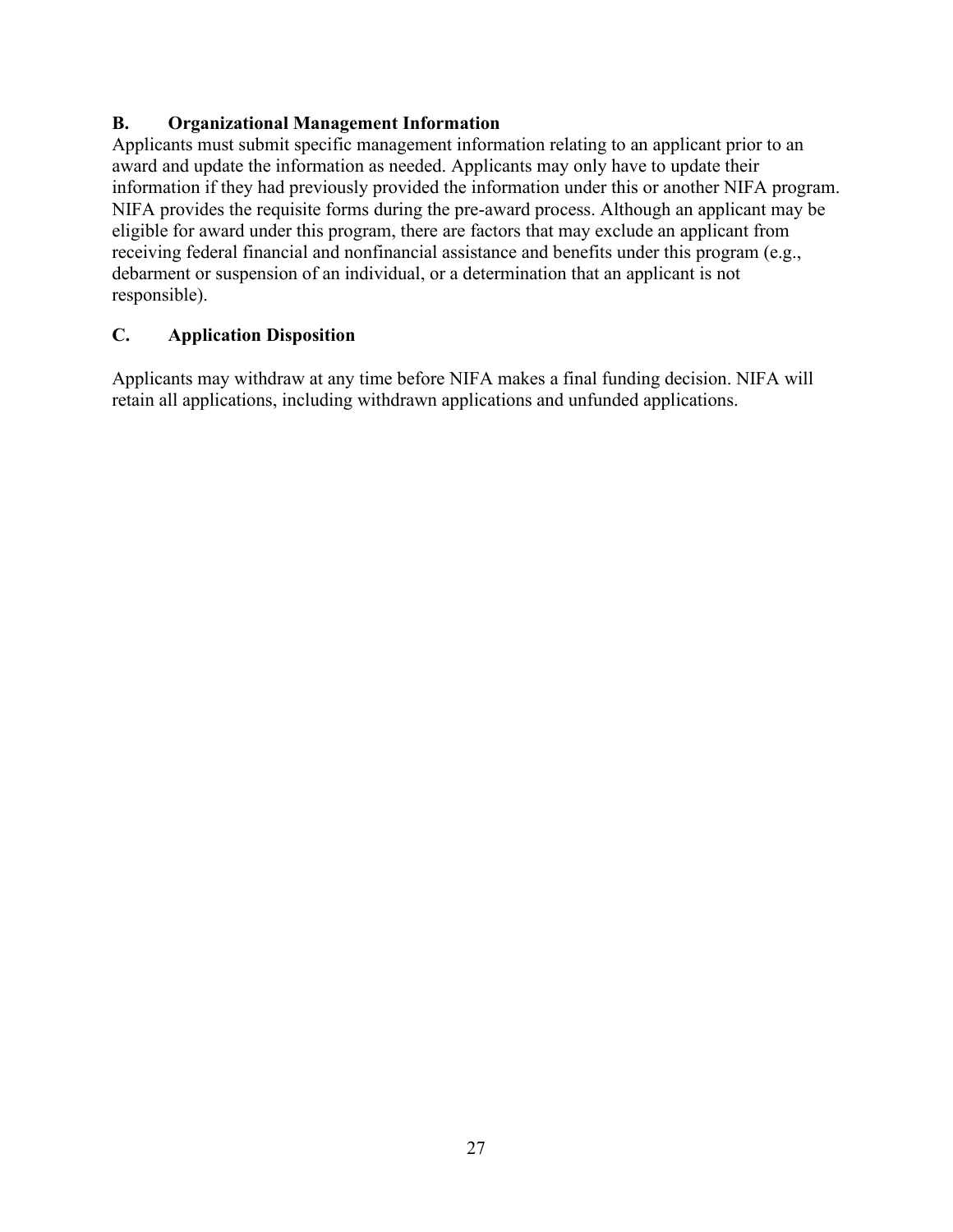## B. Organizational Management Information

Applicants must submit specific management information relating to an applicant prior to an award and update the information as needed. Applicants may only have to update their information if they had previously provided the information under this or another NIFA program. NIFA provides the requisite forms during the pre-award process. Although an applicant may be eligible for award under this program, there are factors that may exclude an applicant from receiving federal financial and nonfinancial assistance and benefits under this program (e.g., debarment or suspension of an individual, or a determination that an applicant is not responsible).

## C. Application Disposition

Applicants may withdraw at any time before NIFA makes a final funding decision. NIFA will retain all applications, including withdrawn applications and unfunded applications.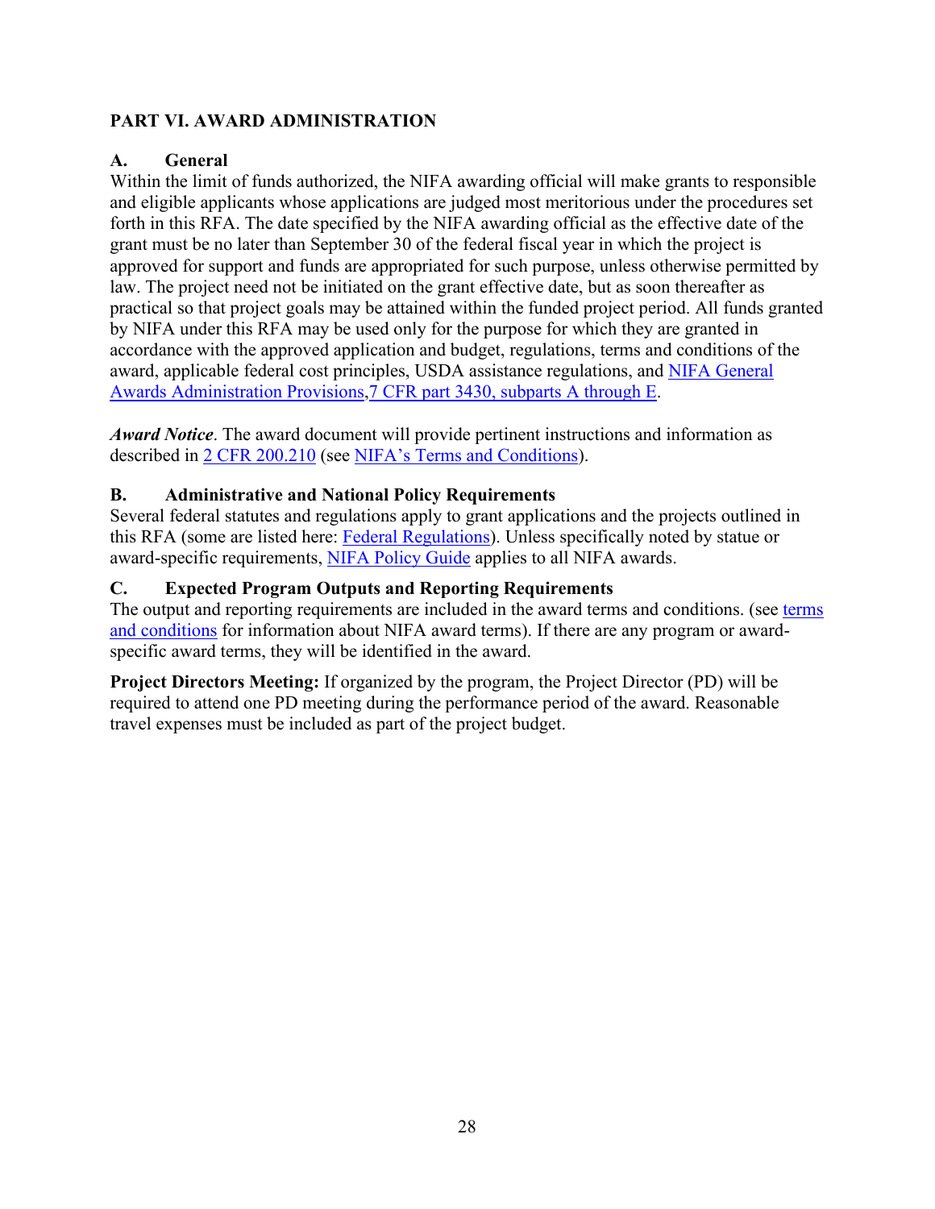## PART VI. AWARD ADMINISTRATION

### A. General

Within the limit of funds authorized, the NIFA awarding official will make grants to responsible and eligible applicants whose applications are judged most meritorious under the procedures set forth in this RFA. The date specified by the NIFA awarding official as the effective date of the grant must be no later than September 30 of the federal fiscal year in which the project is approved for support and funds are appropriated for such purpose, unless otherwise permitted by law. The project need not be initiated on the grant effective date, but as soon thereafter as practical so that project goals may be attained within the funded project period. All funds granted by NIFA under this RFA may be used only for the purpose for which they are granted in accordance with the approved application and budget, regulations, terms and conditions of the award, applicable federal cost principles, USDA assistance regulations, and NIFA General Awards Administration Provisions,7 CFR part 3430, subparts A through E.

***Award Notice***. The award document will provide pertinent instructions and information as described in 2 CFR 200.210 (see NIFA's Terms and Conditions).

### B. Administrative and National Policy Requirements

Several federal statutes and regulations apply to grant applications and the projects outlined in this RFA (some are listed here: Federal Regulations). Unless specifically noted by statue or award-specific requirements, NIFA Policy Guide applies to all NIFA awards.

### C. Expected Program Outputs and Reporting Requirements

The output and reporting requirements are included in the award terms and conditions. (see terms and conditions for information about NIFA award terms). If there are any program or award-specific award terms, they will be identified in the award.

**Project Directors Meeting:** If organized by the program, the Project Director (PD) will be required to attend one PD meeting during the performance period of the award. Reasonable travel expenses must be included as part of the project budget.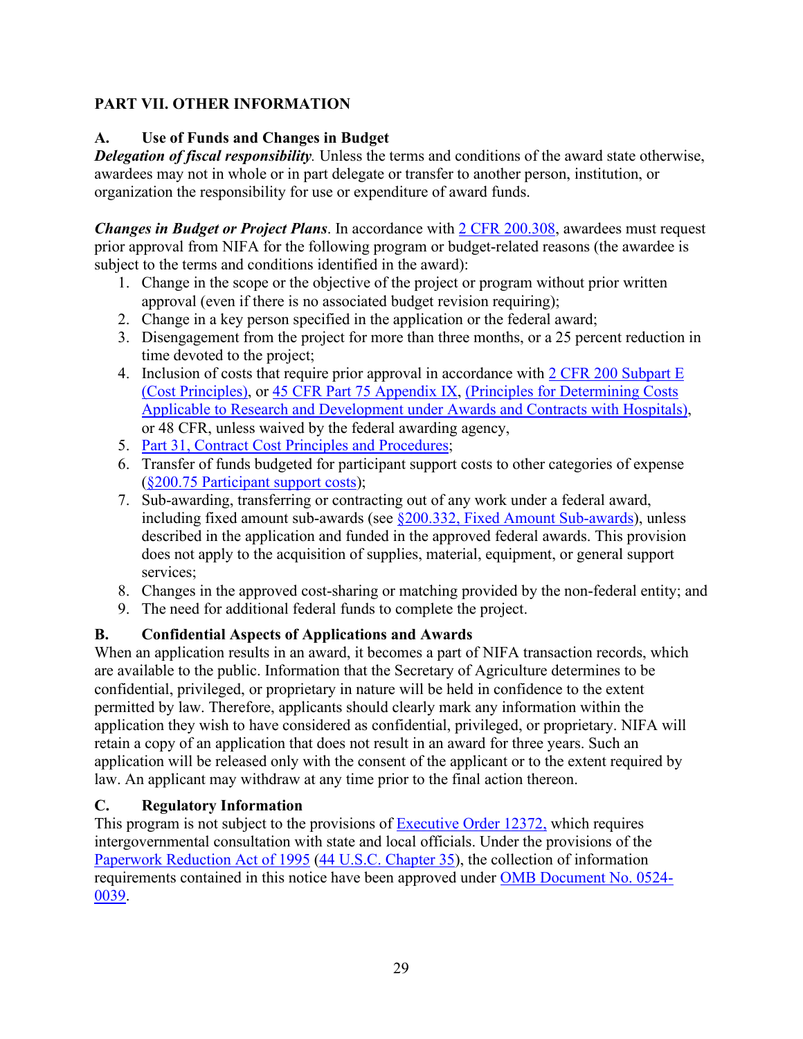## PART VII. OTHER INFORMATION

### A. Use of Funds and Changes in Budget

***Delegation of fiscal responsibility****.* Unless the terms and conditions of the award state otherwise, awardees may not in whole or in part delegate or transfer to another person, institution, or organization the responsibility for use or expenditure of award funds.

***Changes in Budget or Project Plans***. In accordance with 2 CFR 200.308, awardees must request prior approval from NIFA for the following program or budget-related reasons (the awardee is subject to the terms and conditions identified in the award):

1. Change in the scope or the objective of the project or program without prior written approval (even if there is no associated budget revision requiring);
2. Change in a key person specified in the application or the federal award;
3. Disengagement from the project for more than three months, or a 25 percent reduction in time devoted to the project;
4. Inclusion of costs that require prior approval in accordance with 2 CFR 200 Subpart E (Cost Principles), or 45 CFR Part 75 Appendix IX, (Principles for Determining Costs Applicable to Research and Development under Awards and Contracts with Hospitals), or 48 CFR, unless waived by the federal awarding agency,
5. Part 31, Contract Cost Principles and Procedures;
6. Transfer of funds budgeted for participant support costs to other categories of expense (§200.75 Participant support costs);
7. Sub-awarding, transferring or contracting out of any work under a federal award, including fixed amount sub-awards (see §200.332, Fixed Amount Sub-awards), unless described in the application and funded in the approved federal awards. This provision does not apply to the acquisition of supplies, material, equipment, or general support services;
8. Changes in the approved cost-sharing or matching provided by the non-federal entity; and
9. The need for additional federal funds to complete the project.

### B. Confidential Aspects of Applications and Awards

When an application results in an award, it becomes a part of NIFA transaction records, which are available to the public. Information that the Secretary of Agriculture determines to be confidential, privileged, or proprietary in nature will be held in confidence to the extent permitted by law. Therefore, applicants should clearly mark any information within the application they wish to have considered as confidential, privileged, or proprietary. NIFA will retain a copy of an application that does not result in an award for three years. Such an application will be released only with the consent of the applicant or to the extent required by law. An applicant may withdraw at any time prior to the final action thereon.

### C. Regulatory Information

This program is not subject to the provisions of Executive Order 12372, which requires intergovernmental consultation with state and local officials. Under the provisions of the Paperwork Reduction Act of 1995 (44 U.S.C. Chapter 35), the collection of information requirements contained in this notice have been approved under OMB Document No. 0524-0039.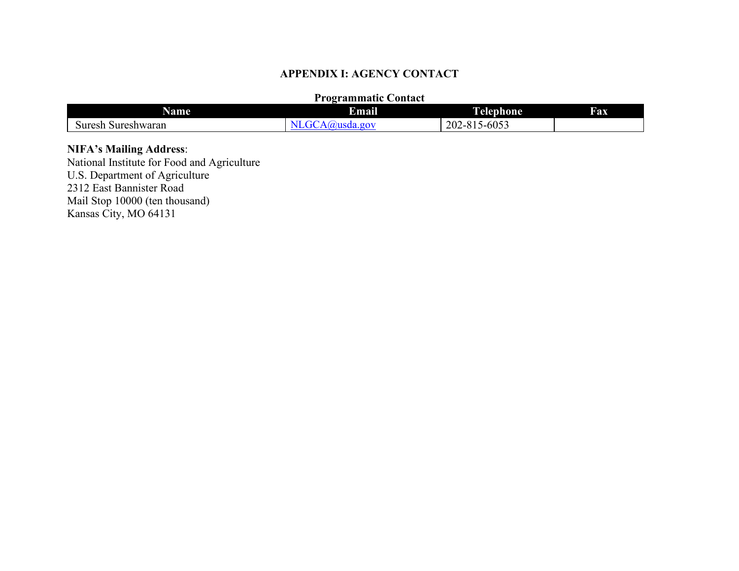## APPENDIX I: AGENCY CONTACT

**Programmatic Contact**

| Name | Email | Telephone | Fax |
|---|---|---|---|
| Suresh Sureshwaran | NLGCA@usda.gov | 202-815-6053 | |

**NIFA's Mailing Address**:
National Institute for Food and Agriculture
U.S. Department of Agriculture
2312 East Bannister Road
Mail Stop 10000 (ten thousand)
Kansas City, MO 64131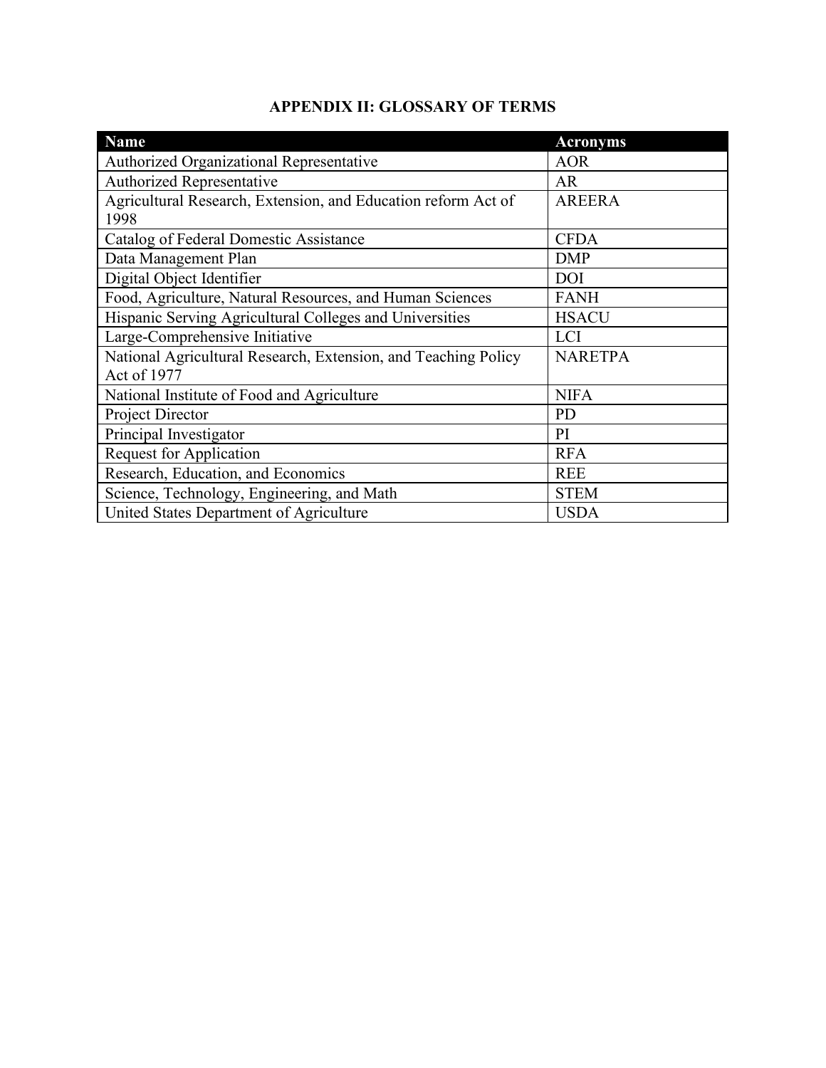# APPENDIX II: GLOSSARY OF TERMS

| Name | Acronyms |
|---|---|
| Authorized Organizational Representative | AOR |
| Authorized Representative | AR |
| Agricultural Research, Extension, and Education reform Act of 1998 | AREERA |
| Catalog of Federal Domestic Assistance | CFDA |
| Data Management Plan | DMP |
| Digital Object Identifier | DOI |
| Food, Agriculture, Natural Resources, and Human Sciences | FANH |
| Hispanic Serving Agricultural Colleges and Universities | HSACU |
| Large-Comprehensive Initiative | LCI |
| National Agricultural Research, Extension, and Teaching Policy Act of 1977 | NARETPA |
| National Institute of Food and Agriculture | NIFA |
| Project Director | PD |
| Principal Investigator | PI |
| Request for Application | RFA |
| Research, Education, and Economics | REE |
| Science, Technology, Engineering, and Math | STEM |
| United States Department of Agriculture | USDA |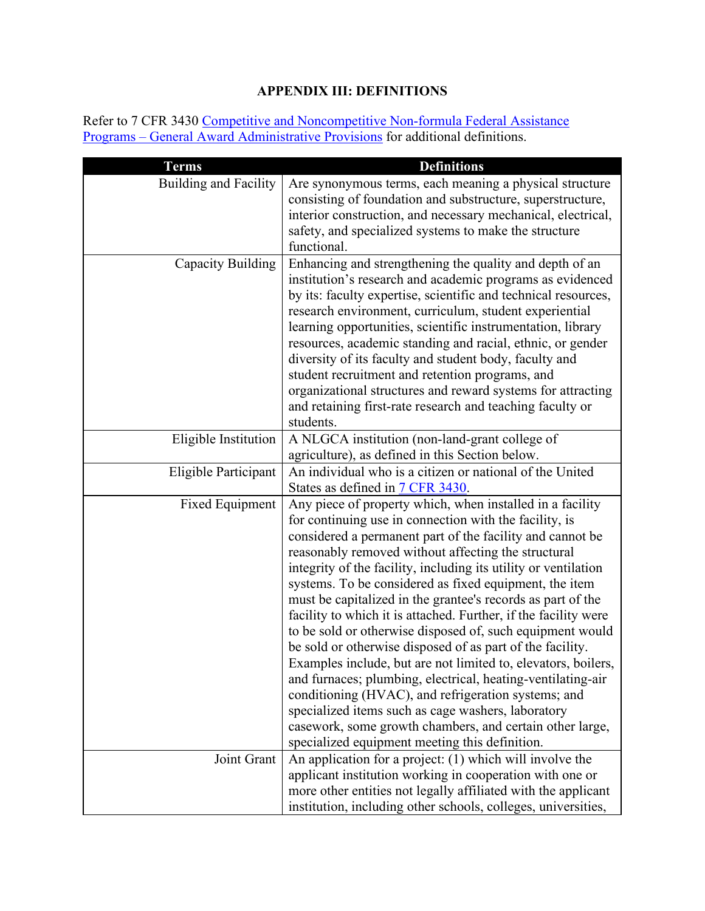# APPENDIX III: DEFINITIONS

Refer to 7 CFR 3430 [Competitive and Noncompetitive Non-formula Federal Assistance Programs – General Award Administrative Provisions]() for additional definitions.

| Terms | Definitions |
|---|---|
| Building and Facility | Are synonymous terms, each meaning a physical structure consisting of foundation and substructure, superstructure, interior construction, and necessary mechanical, electrical, safety, and specialized systems to make the structure functional. |
| Capacity Building | Enhancing and strengthening the quality and depth of an institution's research and academic programs as evidenced by its: faculty expertise, scientific and technical resources, research environment, curriculum, student experiential learning opportunities, scientific instrumentation, library resources, academic standing and racial, ethnic, or gender diversity of its faculty and student body, faculty and student recruitment and retention programs, and organizational structures and reward systems for attracting and retaining first-rate research and teaching faculty or students. |
| Eligible Institution | A NLGCA institution (non-land-grant college of agriculture), as defined in this Section below. |
| Eligible Participant | An individual who is a citizen or national of the United States as defined in [7 CFR 3430](). |
| Fixed Equipment | Any piece of property which, when installed in a facility for continuing use in connection with the facility, is considered a permanent part of the facility and cannot be reasonably removed without affecting the structural integrity of the facility, including its utility or ventilation systems. To be considered as fixed equipment, the item must be capitalized in the grantee's records as part of the facility to which it is attached. Further, if the facility were to be sold or otherwise disposed of, such equipment would be sold or otherwise disposed of as part of the facility. Examples include, but are not limited to, elevators, boilers, and furnaces; plumbing, electrical, heating-ventilating-air conditioning (HVAC), and refrigeration systems; and specialized items such as cage washers, laboratory casework, some growth chambers, and certain other large, specialized equipment meeting this definition. |
| Joint Grant | An application for a project: (1) which will involve the applicant institution working in cooperation with one or more other entities not legally affiliated with the applicant institution, including other schools, colleges, universities, |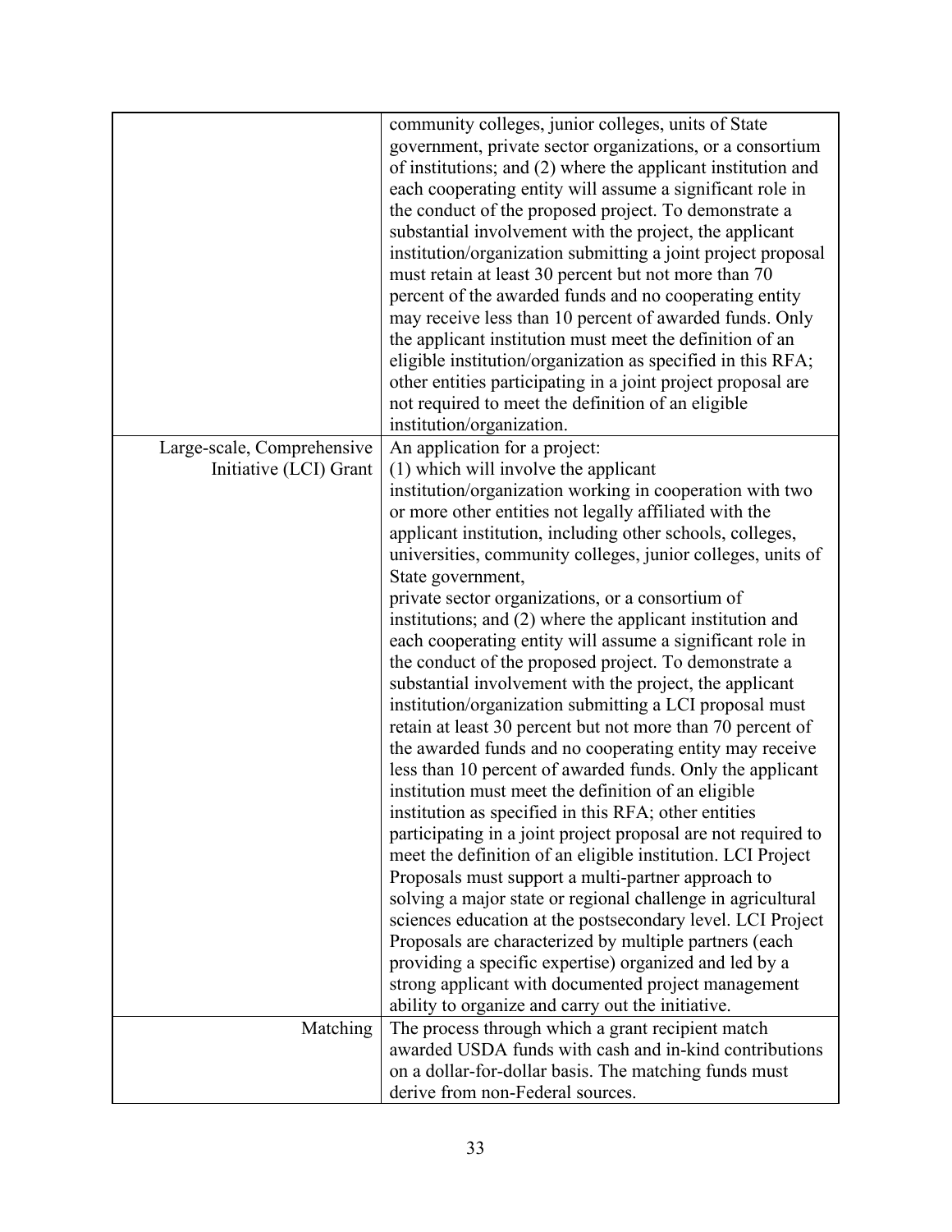| | |
|---|---|
| | community colleges, junior colleges, units of State government, private sector organizations, or a consortium of institutions; and (2) where the applicant institution and each cooperating entity will assume a significant role in the conduct of the proposed project. To demonstrate a substantial involvement with the project, the applicant institution/organization submitting a joint project proposal must retain at least 30 percent but not more than 70 percent of the awarded funds and no cooperating entity may receive less than 10 percent of awarded funds. Only the applicant institution must meet the definition of an eligible institution/organization as specified in this RFA; other entities participating in a joint project proposal are not required to meet the definition of an eligible institution/organization. |
| Large-scale, Comprehensive Initiative (LCI) Grant | An application for a project: (1) which will involve the applicant institution/organization working in cooperation with two or more other entities not legally affiliated with the applicant institution, including other schools, colleges, universities, community colleges, junior colleges, units of State government, private sector organizations, or a consortium of institutions; and (2) where the applicant institution and each cooperating entity will assume a significant role in the conduct of the proposed project. To demonstrate a substantial involvement with the project, the applicant institution/organization submitting a LCI proposal must retain at least 30 percent but not more than 70 percent of the awarded funds and no cooperating entity may receive less than 10 percent of awarded funds. Only the applicant institution must meet the definition of an eligible institution as specified in this RFA; other entities participating in a joint project proposal are not required to meet the definition of an eligible institution. LCI Project Proposals must support a multi-partner approach to solving a major state or regional challenge in agricultural sciences education at the postsecondary level. LCI Project Proposals are characterized by multiple partners (each providing a specific expertise) organized and led by a strong applicant with documented project management ability to organize and carry out the initiative. |
| Matching | The process through which a grant recipient match awarded USDA funds with cash and in-kind contributions on a dollar-for-dollar basis. The matching funds must derive from non-Federal sources. |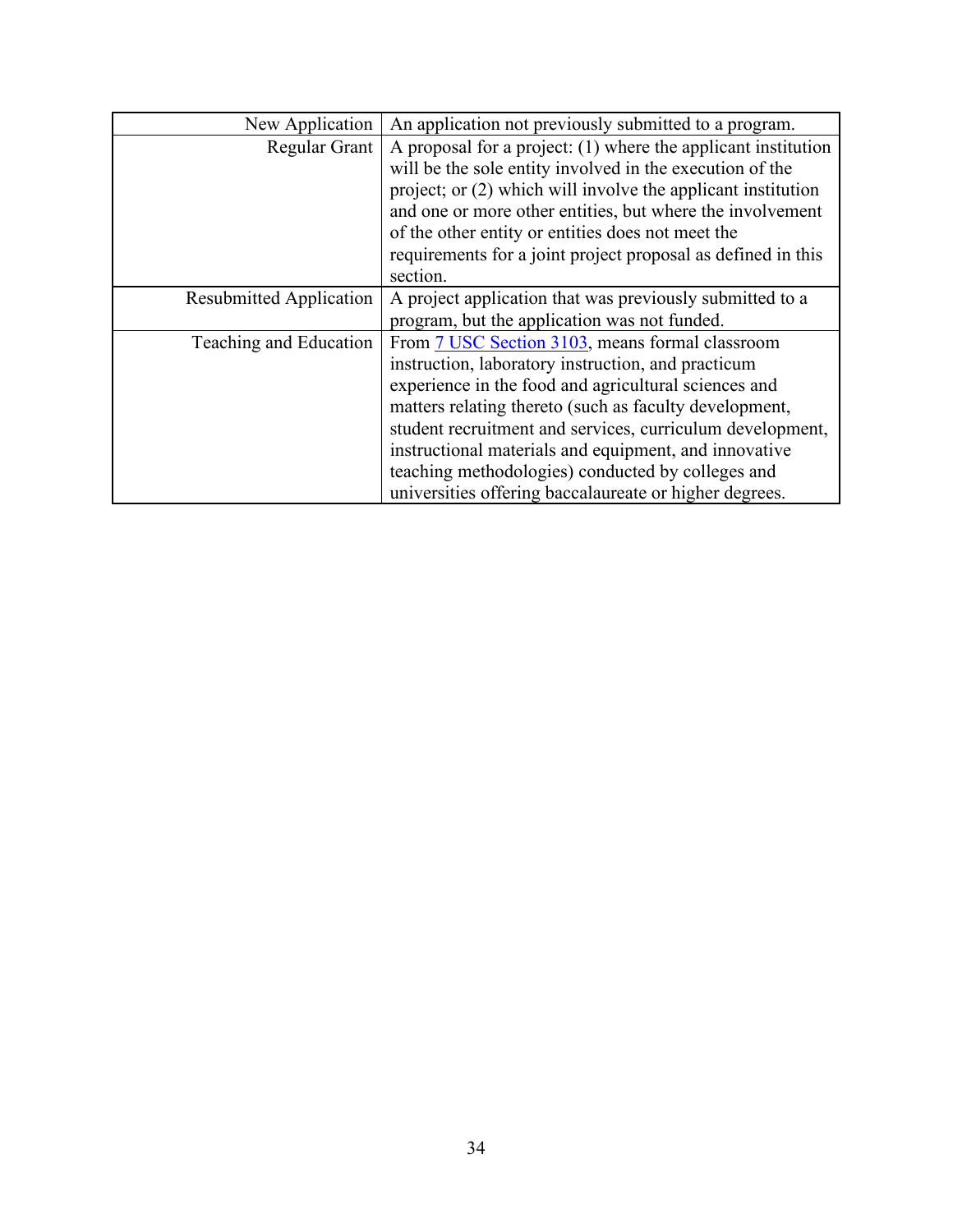| | |
|---|---|
| New Application | An application not previously submitted to a program. |
| Regular Grant | A proposal for a project: (1) where the applicant institution will be the sole entity involved in the execution of the project; or (2) which will involve the applicant institution and one or more other entities, but where the involvement of the other entity or entities does not meet the requirements for a joint project proposal as defined in this section. |
| Resubmitted Application | A project application that was previously submitted to a program, but the application was not funded. |
| Teaching and Education | From 7 USC Section 3103, means formal classroom instruction, laboratory instruction, and practicum experience in the food and agricultural sciences and matters relating thereto (such as faculty development, student recruitment and services, curriculum development, instructional materials and equipment, and innovative teaching methodologies) conducted by colleges and universities offering baccalaureate or higher degrees. |